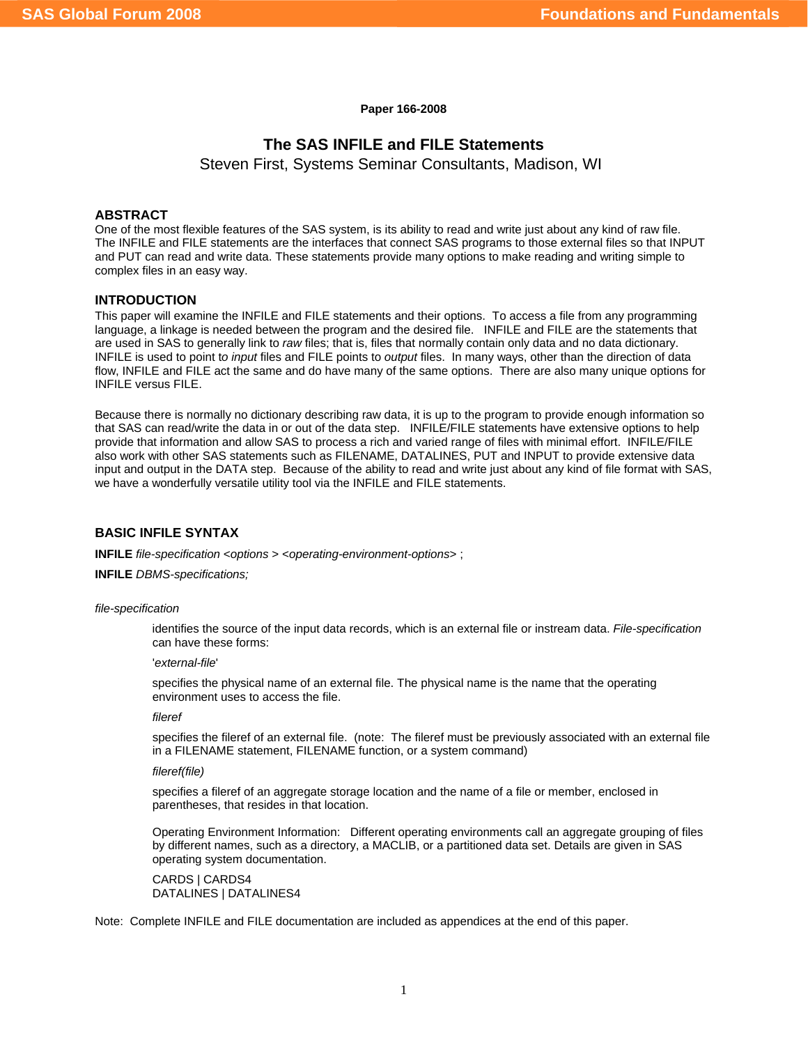Paper 166-2008

# The SAS INFILE and FILE Statements

Steven First, Systems Seminar Consultants, Madison, WI

## ABSTRACT

One of the most flexible features of the SAS system, is its ability to read and write just about any kind of raw file. The INFILE and FILE statements are the interfaces that connect SAS programs to those external files so that INPUT and PUT can read and write data. These statements provide many options to make reading and writing simple to complex files in an easy way.

## INTRODUCTION

This paper will examine the INFILE and FILE statements and their options. To access a file from any programming language, a linkage is needed between the program and the desired file. INFILE and FILE are the statements that are used in SAS to generally link to *raw* files; that is, files that normally contain only data and no data dictionary. INFILE is used to point to *input* files and FILE points to *output* files. In many ways, other than the direction of data flow, INFILE and FILE act the same and do have many of the same options. There are also many unique options for INFILE versus FILE.

Because there is normally no dictionary describing raw data, it is up to the program to provide enough information so that SAS can read/write the data in or out of the data step. INFILE/FILE statements have extensive options to help provide that information and allow SAS to process a rich and varied range of files with minimal effort. INFILE/FILE also work with other SAS statements such as FILENAME, DATALINES, PUT and INPUT to provide extensive data input and output in the DATA step. Because of the ability to read and write just about any kind of file format with SAS, we have a wonderfully versatile utility tool via the INFILE and FILE statements.

## BASIC INFILE SYNTAX

**INFILE** *file-specification <options > <operating-environment-options>* ;

**INFILE** *DBMS-specifications;*

*file-specification*

identifies the source of the input data records, which is an external file or instream data. *File-specification* can have these forms:

'*external-file*'

specifies the physical name of an external file. The physical name is the name that the operating environment uses to access the file.

*fileref*

specifies the fileref of an external file. (note: The fileref must be previously associated with an external file in a FILENAME statement, FILENAME function, or a system command)

*fileref(file)*

specifies a fileref of an aggregate storage location and the name of a file or member, enclosed in parentheses, that resides in that location.

Operating Environment Information: Different operating environments call an aggregate grouping of files by different names, such as a directory, a MACLIB, or a partitioned data set. Details are given in SAS operating system documentation.

CARDS | CARDS4
DATALINES | DATALINES4

Note: Complete INFILE and FILE documentation are included as appendices at the end of this paper.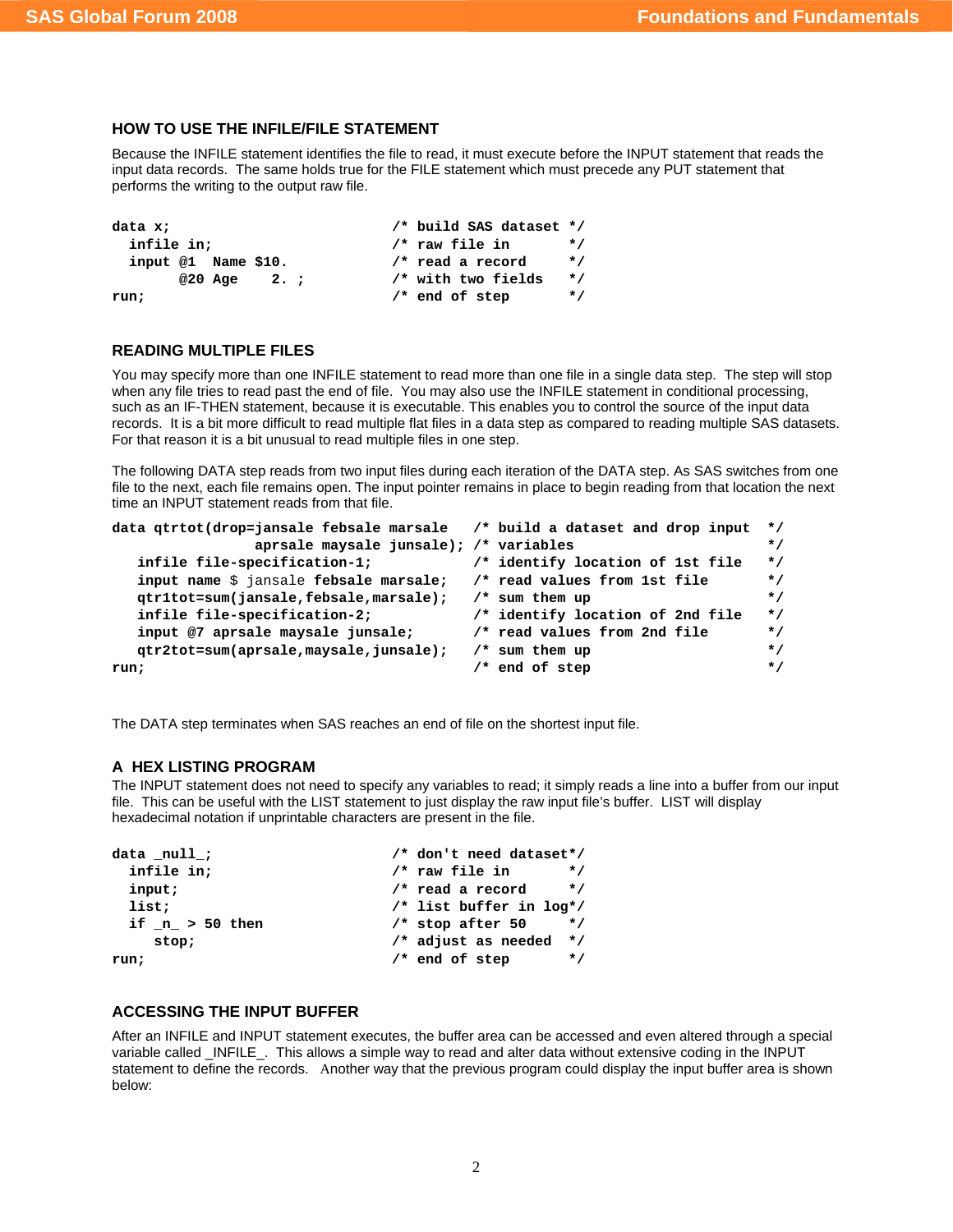## HOW TO USE THE INFILE/FILE STATEMENT

Because the INFILE statement identifies the file to read, it must execute before the INPUT statement that reads the input data records. The same holds true for the FILE statement which must precede any PUT statement that performs the writing to the output raw file.

```
data x;                          /* build SAS dataset */
  infile in;                     /* raw file in       */
  input @1  Name $10.            /* read a record     */
        @20 Age    2. ;          /* with two fields   */
run;                             /* end of step       */
```

## READING MULTIPLE FILES

You may specify more than one INFILE statement to read more than one file in a single data step. The step will stop when any file tries to read past the end of file. You may also use the INFILE statement in conditional processing, such as an IF-THEN statement, because it is executable. This enables you to control the source of the input data records. It is a bit more difficult to read multiple flat files in a data step as compared to reading multiple SAS datasets. For that reason it is a bit unusual to read multiple files in one step.

The following DATA step reads from two input files during each iteration of the DATA step. As SAS switches from one file to the next, each file remains open. The input pointer remains in place to begin reading from that location the next time an INPUT statement reads from that file.

```
data qtrtot(drop=jansale febsale marsale   /* build a dataset and drop input  */
                 aprsale maysale junsale); /* variables                       */
   infile file-specification-1;            /* identify location of 1st file   */
   input name $ jansale febsale marsale;   /* read values from 1st file       */
   qtr1tot=sum(jansale,febsale,marsale);   /* sum them up                     */
   infile file-specification-2;            /* identify location of 2nd file   */
   input @7 aprsale maysale junsale;       /* read values from 2nd file       */
   qtr2tot=sum(aprsale,maysale,junsale);   /* sum them up                     */
run;                                       /* end of step                     */
```

The DATA step terminates when SAS reaches an end of file on the shortest input file.

## A HEX LISTING PROGRAM

The INPUT statement does not need to specify any variables to read; it simply reads a line into a buffer from our input file. This can be useful with the LIST statement to just display the raw input file's buffer. LIST will display hexadecimal notation if unprintable characters are present in the file.

```
data _null_;                     /* don't need dataset*/
  infile in;                     /* raw file in       */
  input;                         /* read a record     */
  list;                          /* list buffer in log*/
  if _n_ > 50 then               /* stop after 50     */
     stop;                       /* adjust as needed  */
run;                             /* end of step       */
```

## ACCESSING THE INPUT BUFFER

After an INFILE and INPUT statement executes, the buffer area can be accessed and even altered through a special variable called _INFILE_. This allows a simple way to read and alter data without extensive coding in the INPUT statement to define the records. Another way that the previous program could display the input buffer area is shown below: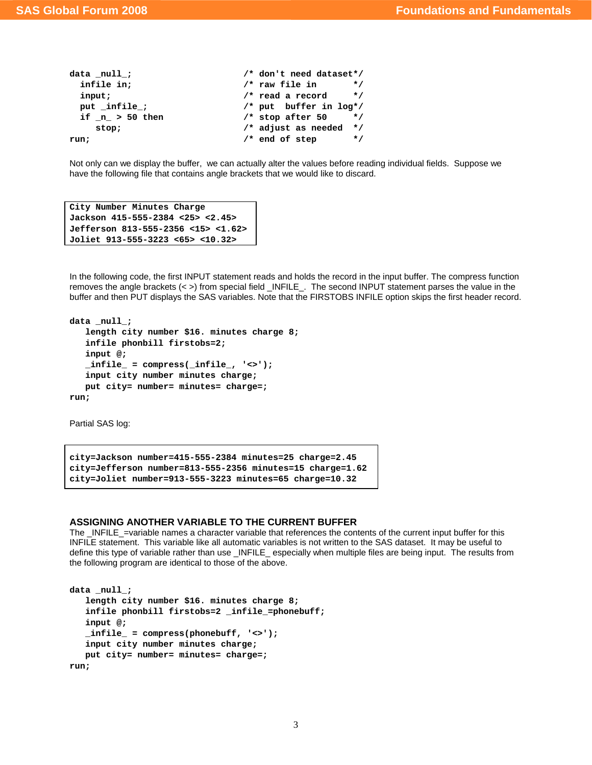```
data _null_;                        /* don't need dataset*/
  infile in;                        /* raw file in       */
  input;                            /* read a record     */
  put _infile_;                     /* put  buffer in log*/
  if _n_ > 50 then                  /* stop after 50     */
     stop;                          /* adjust as needed  */
run;                                /* end of step       */
```

Not only can we display the buffer, we can actually alter the values before reading individual fields. Suppose we have the following file that contains angle brackets that we would like to discard.

```
City Number Minutes Charge
Jackson 415-555-2384 <25> <2.45>
Jefferson 813-555-2356 <15> <1.62>
Joliet 913-555-3223 <65> <10.32>
```

In the following code, the first INPUT statement reads and holds the record in the input buffer. The compress function removes the angle brackets (< >) from special field _INFILE_. The second INPUT statement parses the value in the buffer and then PUT displays the SAS variables. Note that the FIRSTOBS INFILE option skips the first header record.

```
data _null_;
   length city number $16. minutes charge 8;
   infile phonbill firstobs=2;
   input @;
   _infile_ = compress(_infile_, '<>');
   input city number minutes charge;
   put city= number= minutes= charge=;
run;
```

Partial SAS log:

```
city=Jackson number=415-555-2384 minutes=25 charge=2.45
city=Jefferson number=813-555-2356 minutes=15 charge=1.62
city=Joliet number=913-555-3223 minutes=65 charge=10.32
```

## ASSIGNING ANOTHER VARIABLE TO THE CURRENT BUFFER

The _INFILE_=variable names a character variable that references the contents of the current input buffer for this INFILE statement. This variable like all automatic variables is not written to the SAS dataset. It may be useful to define this type of variable rather than use _INFILE_ especially when multiple files are being input. The results from the following program are identical to those of the above.

```
data _null_;
   length city number $16. minutes charge 8;
   infile phonbill firstobs=2 _infile_=phonebuff;
   input @;
   _infile_ = compress(phonebuff, '<>');
   input city number minutes charge;
   put city= number= minutes= charge=;
run;
```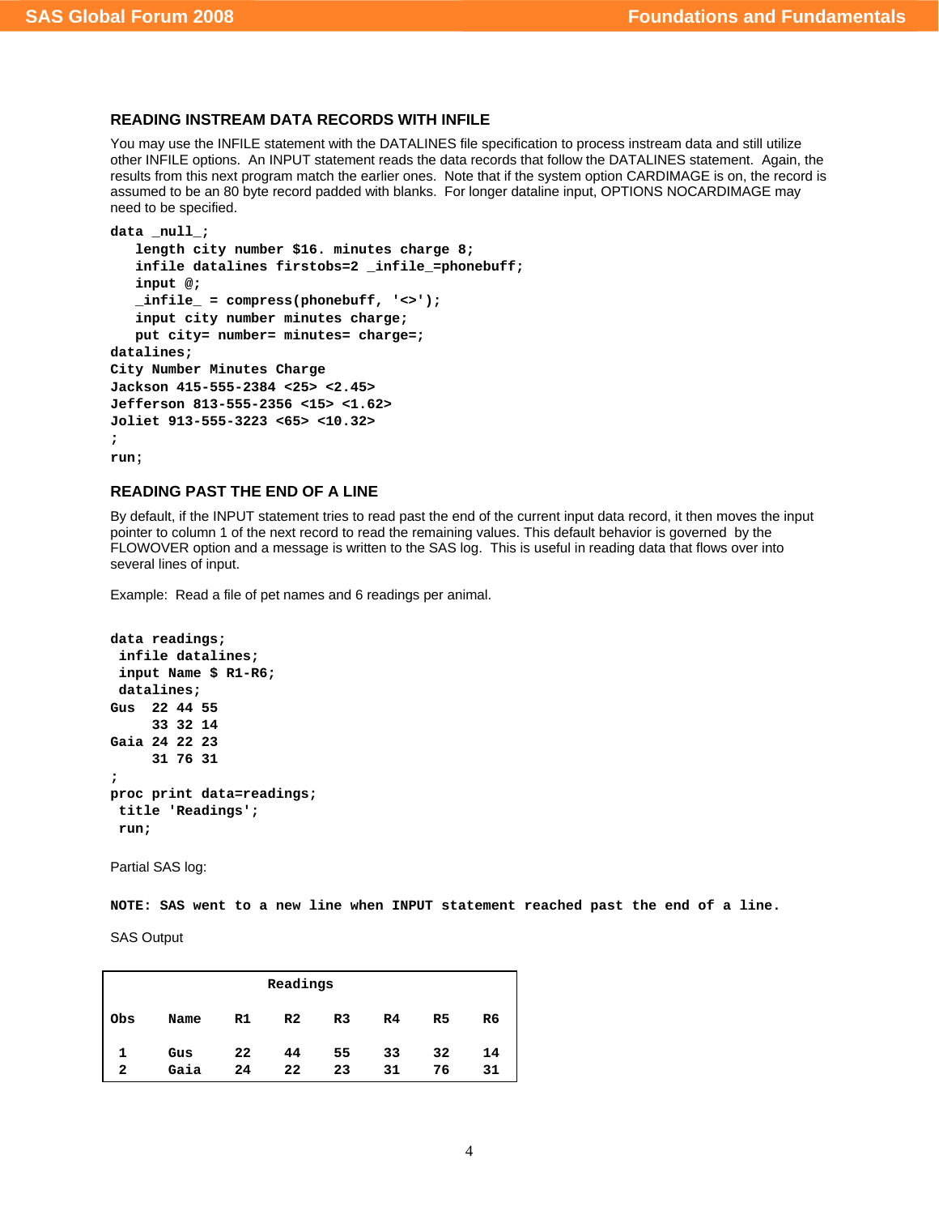### READING INSTREAM DATA RECORDS WITH INFILE

You may use the INFILE statement with the DATALINES file specification to process instream data and still utilize other INFILE options. An INPUT statement reads the data records that follow the DATALINES statement. Again, the results from this next program match the earlier ones. Note that if the system option CARDIMAGE is on, the record is assumed to be an 80 byte record padded with blanks. For longer dataline input, OPTIONS NOCARDIMAGE may need to be specified.

```
data _null_;
   length city number $16. minutes charge 8;
   infile datalines firstobs=2 _infile_=phonebuff;
   input @;
   _infile_ = compress(phonebuff, '<>');
   input city number minutes charge;
   put city= number= minutes= charge=;
datalines;
City Number Minutes Charge
Jackson 415-555-2384 <25> <2.45>
Jefferson 813-555-2356 <15> <1.62>
Joliet 913-555-3223 <65> <10.32>
;
run;
```

### READING PAST THE END OF A LINE

By default, if the INPUT statement tries to read past the end of the current input data record, it then moves the input pointer to column 1 of the next record to read the remaining values. This default behavior is governed by the FLOWOVER option and a message is written to the SAS log. This is useful in reading data that flows over into several lines of input.

Example: Read a file of pet names and 6 readings per animal.

```
data readings;
 infile datalines;
 input Name $ R1-R6;
 datalines;
Gus  22 44 55
     33 32 14
Gaia 24 22 23
     31 76 31
;
proc print data=readings;
 title 'Readings';
 run;
```

Partial SAS log:

```
NOTE: SAS went to a new line when INPUT statement reached past the end of a line.
```

SAS Output

```
                        Readings

Obs    Name    R1    R2    R3    R4    R5    R6

 1     Gus     22    44    55    33    32    14
 2     Gaia    24    22    23    31    76    31
```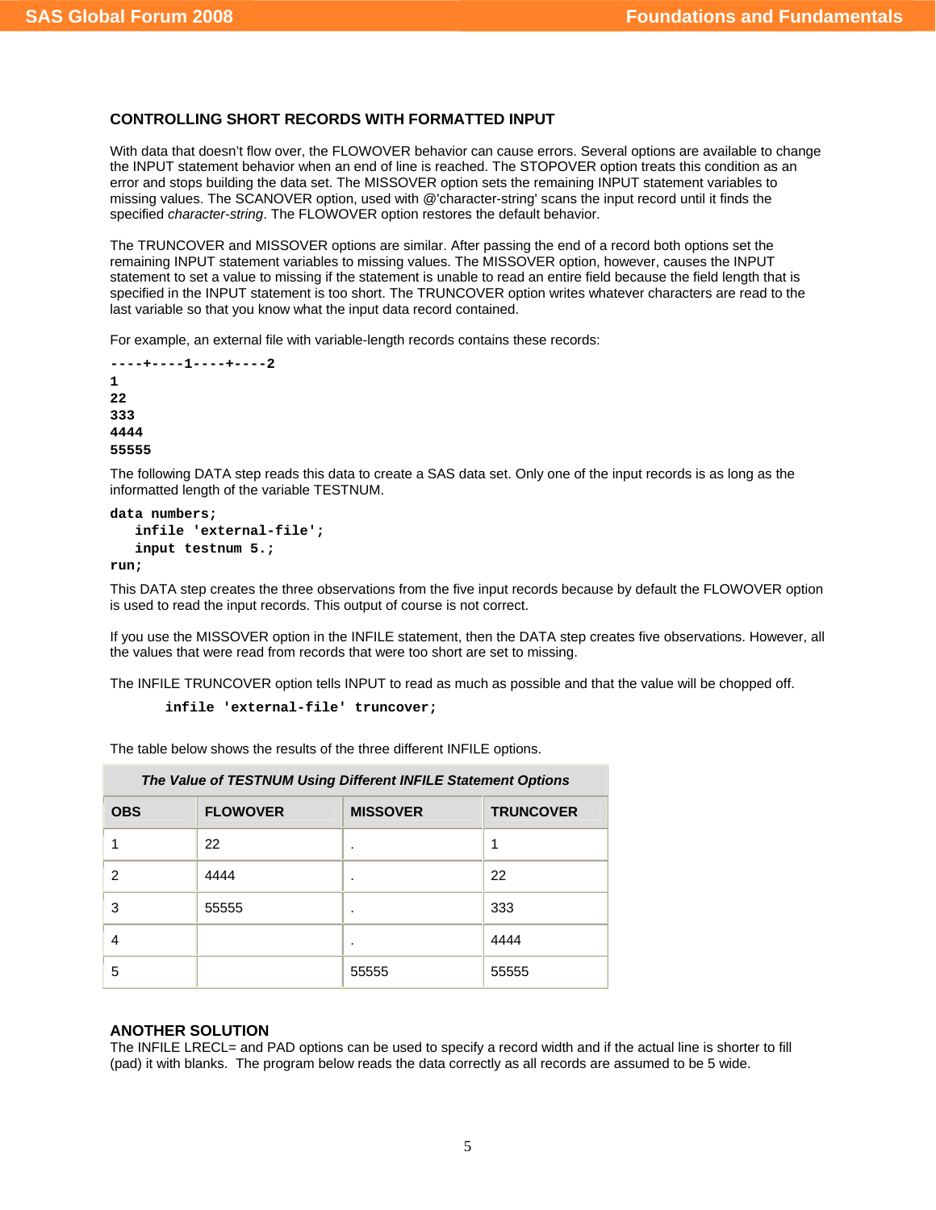### CONTROLLING SHORT RECORDS WITH FORMATTED INPUT

With data that doesn't flow over, the FLOWOVER behavior can cause errors. Several options are available to change the INPUT statement behavior when an end of line is reached. The STOPOVER option treats this condition as an error and stops building the data set. The MISSOVER option sets the remaining INPUT statement variables to missing values. The SCANOVER option, used with @'character-string' scans the input record until it finds the specified *character-string*. The FLOWOVER option restores the default behavior.

The TRUNCOVER and MISSOVER options are similar. After passing the end of a record both options set the remaining INPUT statement variables to missing values. The MISSOVER option, however, causes the INPUT statement to set a value to missing if the statement is unable to read an entire field because the field length that is specified in the INPUT statement is too short. The TRUNCOVER option writes whatever characters are read to the last variable so that you know what the input data record contained.

For example, an external file with variable-length records contains these records:

```
----+----1----+----2
1
22
333
4444
55555
```

The following DATA step reads this data to create a SAS data set. Only one of the input records is as long as the informatted length of the variable TESTNUM.

```
data numbers;
   infile 'external-file';
   input testnum 5.;
run;
```

This DATA step creates the three observations from the five input records because by default the FLOWOVER option is used to read the input records. This output of course is not correct.

If you use the MISSOVER option in the INFILE statement, then the DATA step creates five observations. However, all the values that were read from records that were too short are set to missing.

The INFILE TRUNCOVER option tells INPUT to read as much as possible and that the value will be chopped off.

```
infile 'external-file' truncover;
```

The table below shows the results of the three different INFILE options.

***The Value of TESTNUM Using Different INFILE Statement Options***

| OBS | FLOWOVER | MISSOVER | TRUNCOVER |
|---|---|---|---|
| 1 | 22 | . | 1 |
| 2 | 4444 | . | 22 |
| 3 | 55555 | . | 333 |
| 4 | | . | 4444 |
| 5 | | 55555 | 55555 |

### ANOTHER SOLUTION

The INFILE LRECL= and PAD options can be used to specify a record width and if the actual line is shorter to fill (pad) it with blanks. The program below reads the data correctly as all records are assumed to be 5 wide.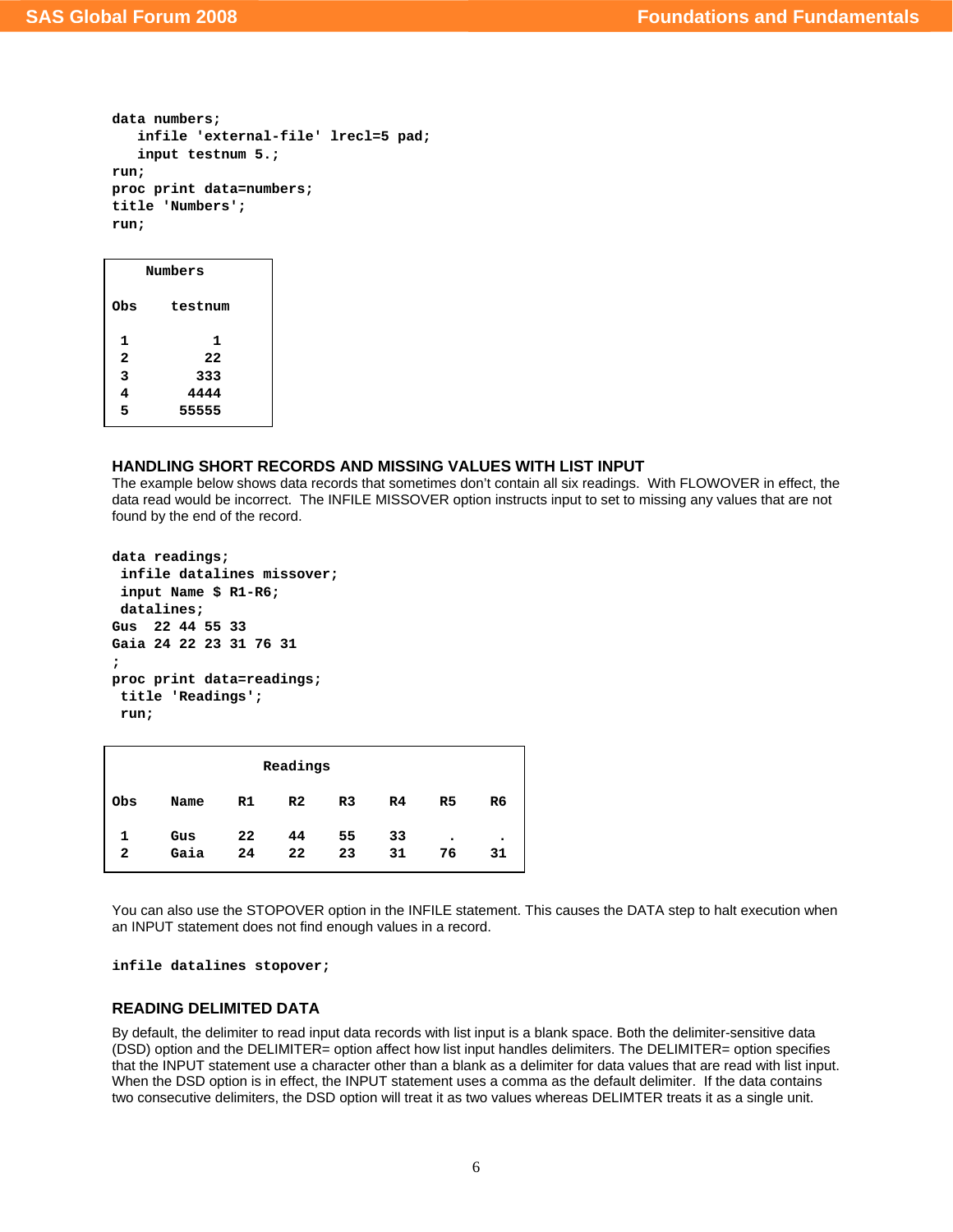```
data numbers;
   infile 'external-file' lrecl=5 pad;
   input testnum 5.;
run;
proc print data=numbers;
title 'Numbers';
run;
```

```
    Numbers

Obs    testnum

 1          1
 2         22
 3        333
 4       4444
 5      55555
```

### HANDLING SHORT RECORDS AND MISSING VALUES WITH LIST INPUT

The example below shows data records that sometimes don't contain all six readings. With FLOWOVER in effect, the data read would be incorrect. The INFILE MISSOVER option instructs input to set to missing any values that are not found by the end of the record.

```
data readings;
 infile datalines missover;
 input Name $ R1-R6;
 datalines;
Gus  22 44 55 33
Gaia 24 22 23 31 76 31
;
proc print data=readings;
 title 'Readings';
 run;
```

```
                    Readings

Obs    Name    R1    R2    R3    R4    R5    R6

 1     Gus     22    44    55    33     .     .
 2     Gaia    24    22    23    31    76    31
```

You can also use the STOPOVER option in the INFILE statement. This causes the DATA step to halt execution when an INPUT statement does not find enough values in a record.

```
infile datalines stopover;
```

### READING DELIMITED DATA

By default, the delimiter to read input data records with list input is a blank space. Both the delimiter-sensitive data (DSD) option and the DELIMITER= option affect how list input handles delimiters. The DELIMITER= option specifies that the INPUT statement use a character other than a blank as a delimiter for data values that are read with list input. When the DSD option is in effect, the INPUT statement uses a comma as the default delimiter. If the data contains two consecutive delimiters, the DSD option will treat it as two values whereas DELIMTER treats it as a single unit.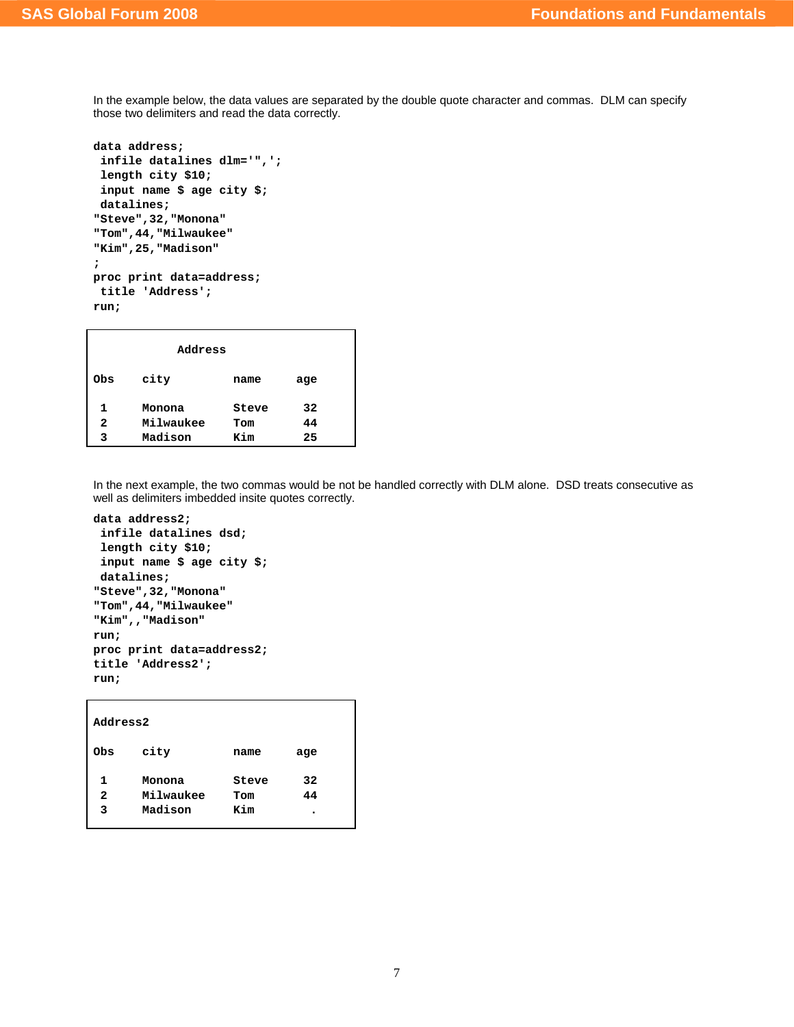In the example below, the data values are separated by the double quote character and commas. DLM can specify those two delimiters and read the data correctly.

```
data address;
 infile datalines dlm='",';
 length city $10;
 input name $ age city $;
 datalines;
"Steve",32,"Monona"
"Tom",44,"Milwaukee"
"Kim",25,"Madison"
;
proc print data=address;
 title 'Address';
run;
```

```
            Address

Obs    city         name     age

 1     Monona       Steve     32
 2     Milwaukee    Tom       44
 3     Madison      Kim       25
```

In the next example, the two commas would be not be handled correctly with DLM alone. DSD treats consecutive as well as delimiters imbedded insite quotes correctly.

```
data address2;
 infile datalines dsd;
 length city $10;
 input name $ age city $;
 datalines;
"Steve",32,"Monona"
"Tom",44,"Milwaukee"
"Kim",,"Madison"
run;
proc print data=address2;
title 'Address2';
run;
```

```
Address2

Obs    city         name     age

 1     Monona       Steve     32
 2     Milwaukee    Tom       44
 3     Madison      Kim        .
```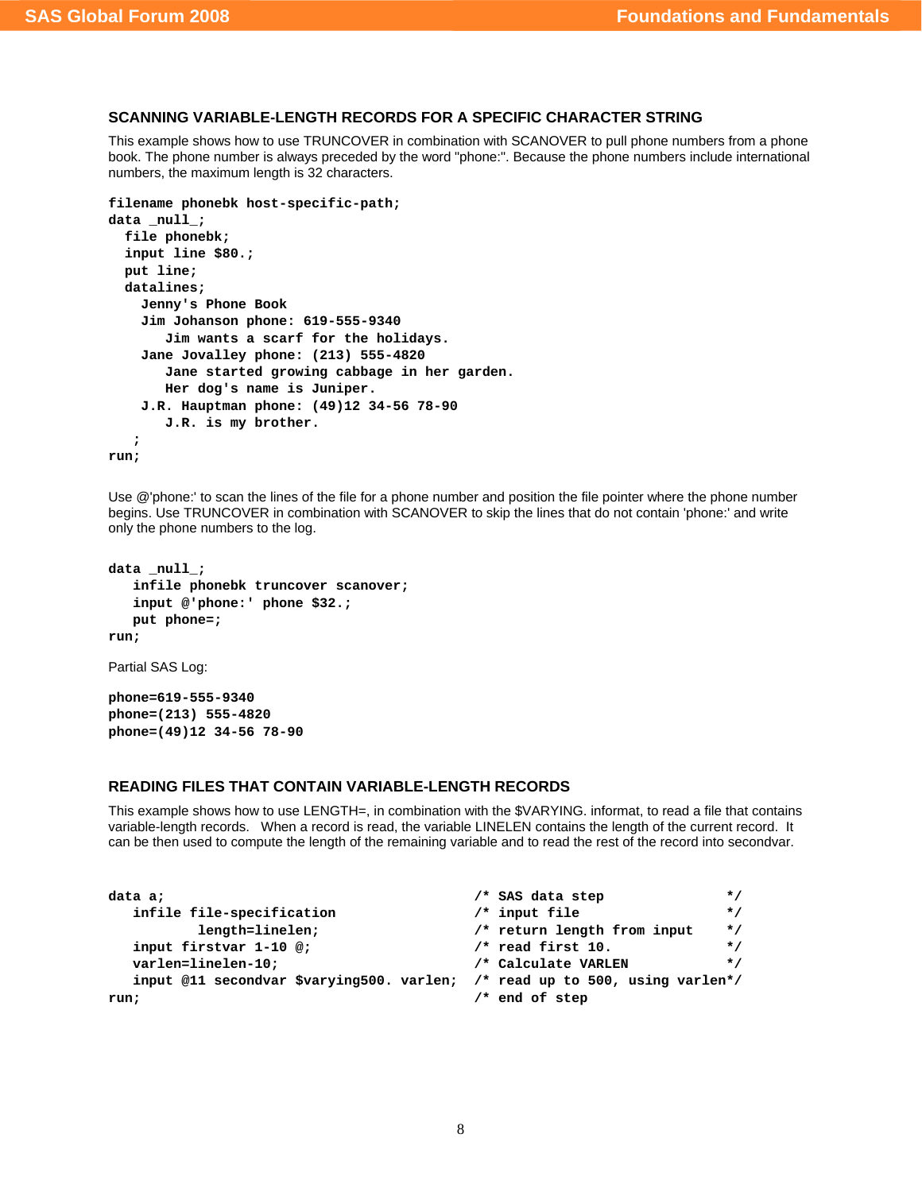### SCANNING VARIABLE-LENGTH RECORDS FOR A SPECIFIC CHARACTER STRING

This example shows how to use TRUNCOVER in combination with SCANOVER to pull phone numbers from a phone book. The phone number is always preceded by the word "phone:". Because the phone numbers include international numbers, the maximum length is 32 characters.

```
filename phonebk host-specific-path;
data _null_;
  file phonebk;
  input line $80.;
  put line;
  datalines;
    Jenny's Phone Book
    Jim Johanson phone: 619-555-9340
       Jim wants a scarf for the holidays.
    Jane Jovalley phone: (213) 555-4820
       Jane started growing cabbage in her garden.
       Her dog's name is Juniper.
    J.R. Hauptman phone: (49)12 34-56 78-90
       J.R. is my brother.
   ;
run;
```

Use @'phone:' to scan the lines of the file for a phone number and position the file pointer where the phone number begins. Use TRUNCOVER in combination with SCANOVER to skip the lines that do not contain 'phone:' and write only the phone numbers to the log.

```
data _null_;
   infile phonebk truncover scanover;
   input @'phone:' phone $32.;
   put phone=;
run;
```

Partial SAS Log:

```
phone=619-555-9340
phone=(213) 555-4820
phone=(49)12 34-56 78-90
```

### READING FILES THAT CONTAIN VARIABLE-LENGTH RECORDS

This example shows how to use LENGTH=, in combination with the $VARYING. informat, to read a file that contains variable-length records. When a record is read, the variable LINELEN contains the length of the current record. It can be then used to compute the length of the remaining variable and to read the rest of the record into secondvar.

```
data a;                                       /* SAS data step              */
   infile file-specification                  /* input file                 */
           length=linelen;                    /* return length from input   */
   input firstvar 1-10 @;                     /* read first 10.             */
   varlen=linelen-10;                         /* Calculate VARLEN           */
   input @11 secondvar $varying500. varlen;   /* read up to 500, using varlen*/
run;                                          /* end of step
```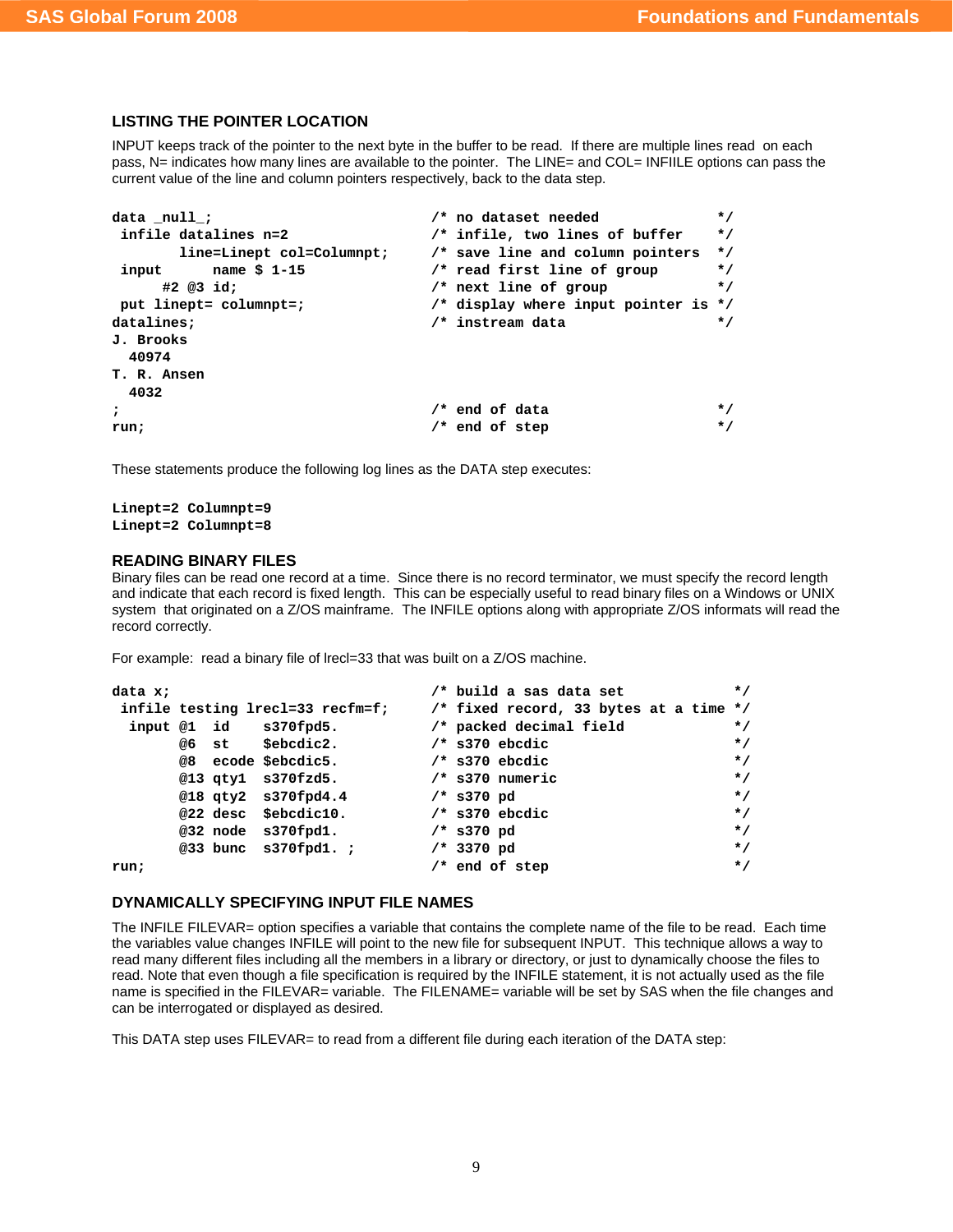### LISTING THE POINTER LOCATION

INPUT keeps track of the pointer to the next byte in the buffer to be read. If there are multiple lines read on each pass, N= indicates how many lines are available to the pointer. The LINE= and COL= INFIILE options can pass the current value of the line and column pointers respectively, back to the data step.

```
data _null_;                           /* no dataset needed             */
 infile datalines n=2                  /* infile, two lines of buffer   */
        line=Linept col=Columnpt;      /* save line and column pointers */
 input      name $ 1-15                /* read first line of group      */
      #2 @3 id;                        /* next line of group            */
 put linept= columnpt=;                /* display where input pointer is */
datalines;                             /* instream data                 */
J. Brooks
  40974
T. R. Ansen
  4032
;                                      /* end of data                   */
run;                                   /* end of step                   */
```

These statements produce the following log lines as the DATA step executes:

```
Linept=2 Columnpt=9
Linept=2 Columnpt=8
```

### READING BINARY FILES

Binary files can be read one record at a time. Since there is no record terminator, we must specify the record length and indicate that each record is fixed length. This can be especially useful to read binary files on a Windows or UNIX system that originated on a Z/OS mainframe. The INFILE options along with appropriate Z/OS informats will read the record correctly.

For example: read a binary file of lrecl=33 that was built on a Z/OS machine.

```
data x;                                /* build a sas data set             */
 infile testing lrecl=33 recfm=f;      /* fixed record, 33 bytes at a time */
  input @1  id    s370fpd5.            /* packed decimal field             */
        @6  st    $ebcdic2.            /* s370 ebcdic                      */
        @8  ecode $ebcdic5.            /* s370 ebcdic                      */
        @13 qty1  s370fzd5.            /* s370 numeric                     */
        @18 qty2  s370fpd4.4           /* s370 pd                          */
        @22 desc  $ebcdic10.           /* s370 ebcdic                      */
        @32 node  s370fpd1.            /* s370 pd                          */
        @33 bunc  s370fpd1. ;          /* 3370 pd                          */
run;                                   /* end of step                      */
```

### DYNAMICALLY SPECIFYING INPUT FILE NAMES

The INFILE FILEVAR= option specifies a variable that contains the complete name of the file to be read. Each time the variables value changes INFILE will point to the new file for subsequent INPUT. This technique allows a way to read many different files including all the members in a library or directory, or just to dynamically choose the files to read. Note that even though a file specification is required by the INFILE statement, it is not actually used as the file name is specified in the FILEVAR= variable. The FILENAME= variable will be set by SAS when the file changes and can be interrogated or displayed as desired.

This DATA step uses FILEVAR= to read from a different file during each iteration of the DATA step: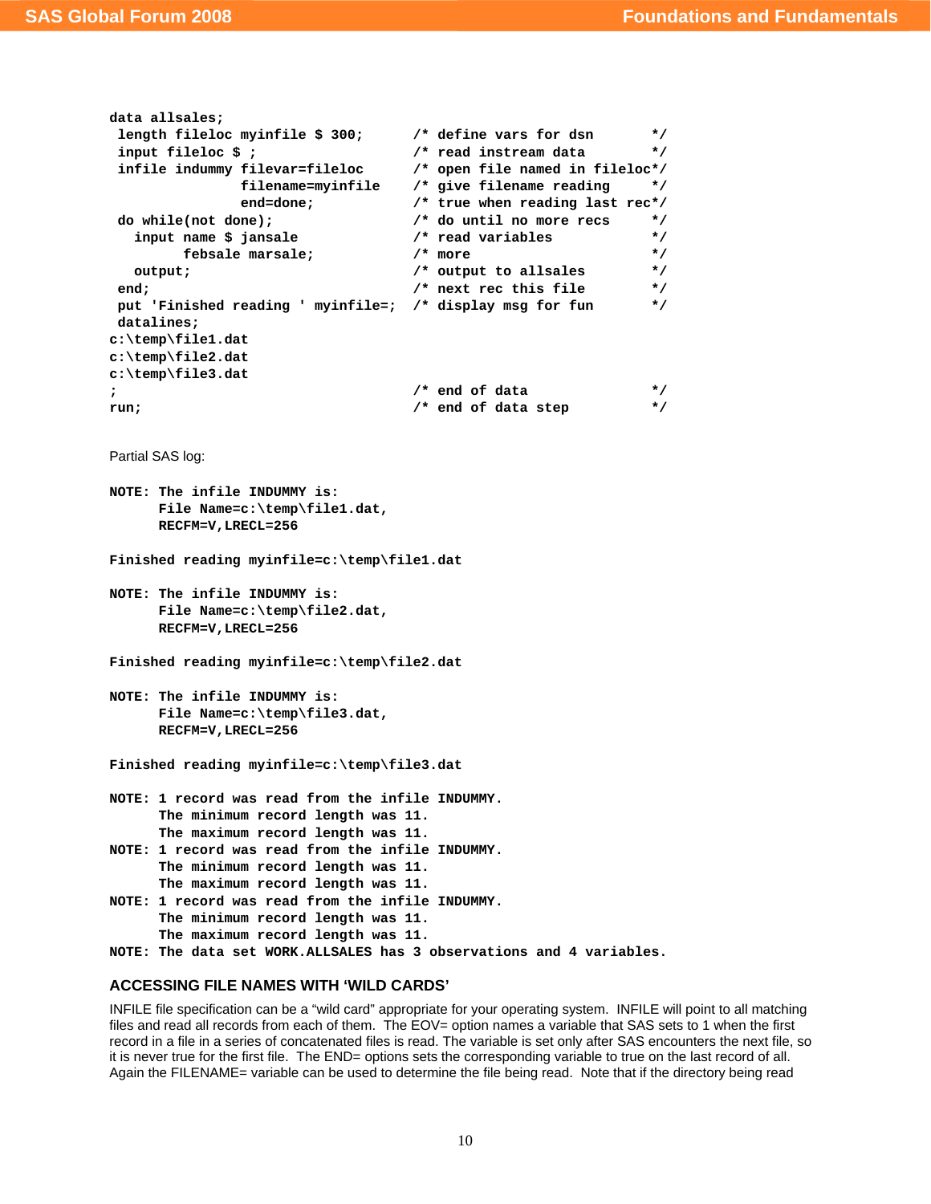```
data allsales;
 length fileloc myinfile $ 300;      /* define vars for dsn       */
 input fileloc $ ;                   /* read instream data        */
 infile indummy filevar=fileloc      /* open file named in fileloc*/
               filename=myinfile     /* give filename reading     */
               end=done;             /* true when reading last rec*/
 do while(not done);                 /* do until no more recs     */
   input name $ jansale              /* read variables            */
         febsale marsale;            /* more                      */
   output;                           /* output to allsales        */
 end;                                /* next rec this file        */
 put 'Finished reading ' myinfile=;  /* display msg for fun       */
 datalines;
c:\temp\file1.dat
c:\temp\file2.dat
c:\temp\file3.dat
;                                    /* end of data               */
run;                                 /* end of data step          */
```

Partial SAS log:

```
NOTE: The infile INDUMMY is:
      File Name=c:\temp\file1.dat,
      RECFM=V,LRECL=256

Finished reading myinfile=c:\temp\file1.dat

NOTE: The infile INDUMMY is:
      File Name=c:\temp\file2.dat,
      RECFM=V,LRECL=256

Finished reading myinfile=c:\temp\file2.dat

NOTE: The infile INDUMMY is:
      File Name=c:\temp\file3.dat,
      RECFM=V,LRECL=256

Finished reading myinfile=c:\temp\file3.dat

NOTE: 1 record was read from the infile INDUMMY.
      The minimum record length was 11.
      The maximum record length was 11.
NOTE: 1 record was read from the infile INDUMMY.
      The minimum record length was 11.
      The maximum record length was 11.
NOTE: 1 record was read from the infile INDUMMY.
      The minimum record length was 11.
      The maximum record length was 11.
NOTE: The data set WORK.ALLSALES has 3 observations and 4 variables.
```

## ACCESSING FILE NAMES WITH 'WILD CARDS'

INFILE file specification can be a "wild card" appropriate for your operating system. INFILE will point to all matching files and read all records from each of them. The EOV= option names a variable that SAS sets to 1 when the first record in a file in a series of concatenated files is read. The variable is set only after SAS encounters the next file, so it is never true for the first file. The END= options sets the corresponding variable to true on the last record of all. Again the FILENAME= variable can be used to determine the file being read. Note that if the directory being read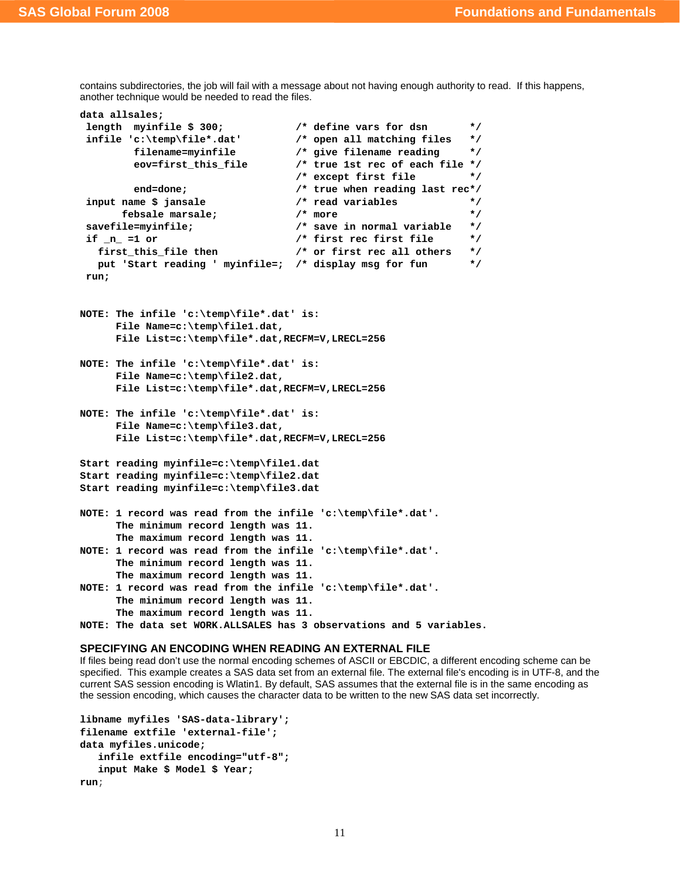contains subdirectories, the job will fail with a message about not having enough authority to read. If this happens, another technique would be needed to read the files.

```
data allsales;
 length  myinfile $ 300;            /* define vars for dsn       */
 infile 'c:\temp\file*.dat'         /* open all matching files   */
         filename=myinfile          /* give filename reading     */
         eov=first_this_file        /* true 1st rec of each file */
                                    /* except first file         */
         end=done;                  /* true when reading last rec*/
 input name $ jansale               /* read variables            */
       febsale marsale;             /* more                      */
 savefile=myinfile;                 /* save in normal variable   */
 if _n_ =1 or                       /* first rec first file      */
   first_this_file then             /* or first rec all others   */
   put 'Start reading ' myinfile=;  /* display msg for fun       */
 run;
```

```
NOTE: The infile 'c:\temp\file*.dat' is:
      File Name=c:\temp\file1.dat,
      File List=c:\temp\file*.dat,RECFM=V,LRECL=256

NOTE: The infile 'c:\temp\file*.dat' is:
      File Name=c:\temp\file2.dat,
      File List=c:\temp\file*.dat,RECFM=V,LRECL=256

NOTE: The infile 'c:\temp\file*.dat' is:
      File Name=c:\temp\file3.dat,
      File List=c:\temp\file*.dat,RECFM=V,LRECL=256

Start reading myinfile=c:\temp\file1.dat
Start reading myinfile=c:\temp\file2.dat
Start reading myinfile=c:\temp\file3.dat

NOTE: 1 record was read from the infile 'c:\temp\file*.dat'.
      The minimum record length was 11.
      The maximum record length was 11.
NOTE: 1 record was read from the infile 'c:\temp\file*.dat'.
      The minimum record length was 11.
      The maximum record length was 11.
NOTE: 1 record was read from the infile 'c:\temp\file*.dat'.
      The minimum record length was 11.
      The maximum record length was 11.
NOTE: The data set WORK.ALLSALES has 3 observations and 5 variables.
```

## SPECIFYING AN ENCODING WHEN READING AN EXTERNAL FILE

If files being read don't use the normal encoding schemes of ASCII or EBCDIC, a different encoding scheme can be specified. This example creates a SAS data set from an external file. The external file's encoding is in UTF-8, and the current SAS session encoding is Wlatin1. By default, SAS assumes that the external file is in the same encoding as the session encoding, which causes the character data to be written to the new SAS data set incorrectly.

```
libname myfiles 'SAS-data-library';
filename extfile 'external-file';
data myfiles.unicode;
   infile extfile encoding="utf-8";
   input Make $ Model $ Year;
run;
```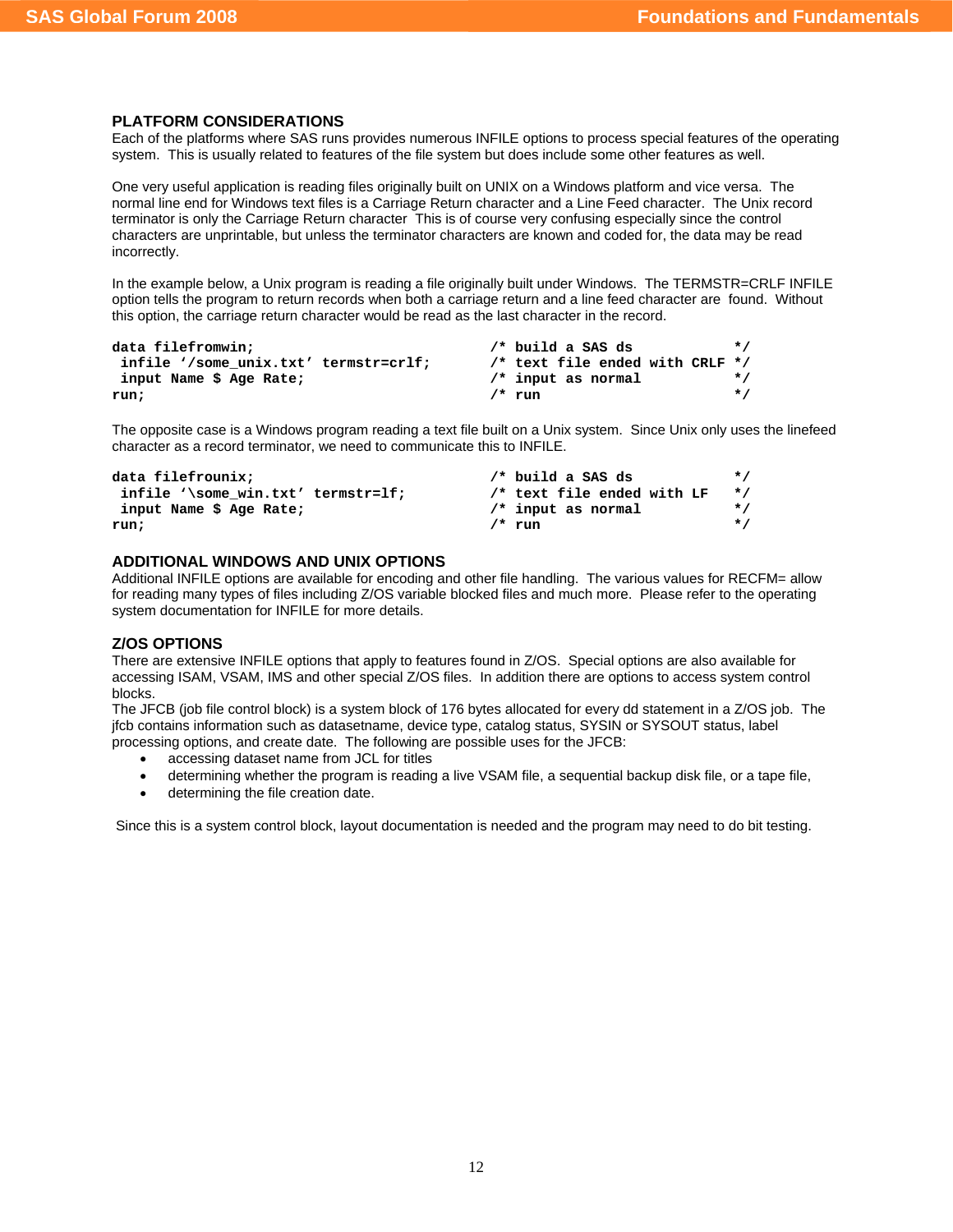## PLATFORM CONSIDERATIONS

Each of the platforms where SAS runs provides numerous INFILE options to process special features of the operating system. This is usually related to features of the file system but does include some other features as well.

One very useful application is reading files originally built on UNIX on a Windows platform and vice versa. The normal line end for Windows text files is a Carriage Return character and a Line Feed character. The Unix record terminator is only the Carriage Return character This is of course very confusing especially since the control characters are unprintable, but unless the terminator characters are known and coded for, the data may be read incorrectly.

In the example below, a Unix program is reading a file originally built under Windows. The TERMSTR=CRLF INFILE option tells the program to return records when both a carriage return and a line feed character are found. Without this option, the carriage return character would be read as the last character in the record.

```
data filefromwin;                              /* build a SAS ds            */
 infile '/some_unix.txt' termstr=crlf;         /* text file ended with CRLF */
 input Name $ Age Rate;                        /* input as normal           */
run;                                           /* run                       */
```

The opposite case is a Windows program reading a text file built on a Unix system. Since Unix only uses the linefeed character as a record terminator, we need to communicate this to INFILE.

```
data filefrounix;                              /* build a SAS ds            */
 infile '\some_win.txt' termstr=lf;            /* text file ended with LF   */
 input Name $ Age Rate;                        /* input as normal           */
run;                                           /* run                       */
```

## ADDITIONAL WINDOWS AND UNIX OPTIONS

Additional INFILE options are available for encoding and other file handling. The various values for RECFM= allow for reading many types of files including Z/OS variable blocked files and much more. Please refer to the operating system documentation for INFILE for more details.

## Z/OS OPTIONS

There are extensive INFILE options that apply to features found in Z/OS. Special options are also available for accessing ISAM, VSAM, IMS and other special Z/OS files. In addition there are options to access system control blocks.

The JFCB (job file control block) is a system block of 176 bytes allocated for every dd statement in a Z/OS job. The jfcb contains information such as datasetname, device type, catalog status, SYSIN or SYSOUT status, label processing options, and create date. The following are possible uses for the JFCB:

- accessing dataset name from JCL for titles
- determining whether the program is reading a live VSAM file, a sequential backup disk file, or a tape file,
- determining the file creation date.

Since this is a system control block, layout documentation is needed and the program may need to do bit testing.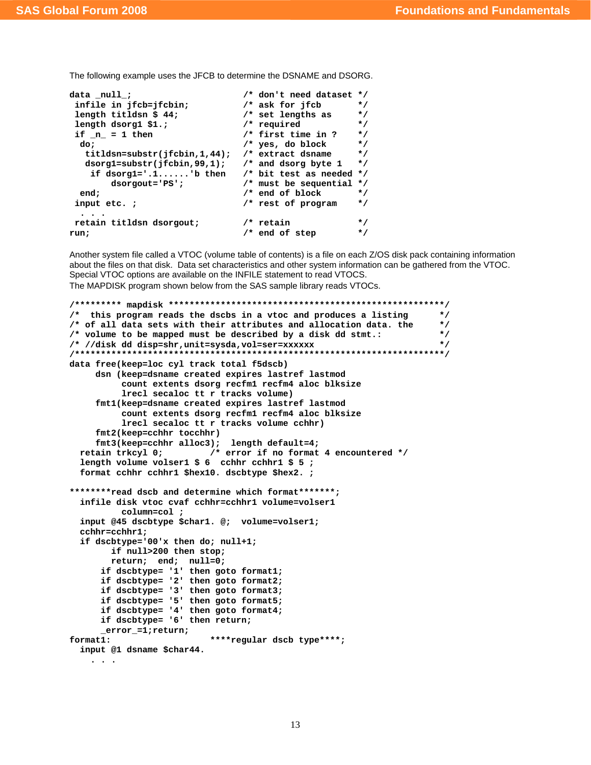The following example uses the JFCB to determine the DSNAME and DSORG.

```
data _null_;                      /* don't need dataset */
 infile in jfcb=jfcbin;           /* ask for jfcb       */
 length titldsn $ 44;             /* set lengths as     */
 length dsorg1 $1.;               /* required           */
 if _n_ = 1 then                  /* first time in ?    */
  do;                             /* yes, do block      */
   titldsn=substr(jfcbin,1,44);   /* extract dsname     */
   dsorg1=substr(jfcbin,99,1);    /* and dsorg byte 1   */
    if dsorg1='.1......'b then    /* bit test as needed */
        dsorgout='PS';            /* must be sequential */
  end;                            /* end of block       */
 input etc. ;                     /* rest of program    */
  . . .
 retain titldsn dsorgout;         /* retain             */
run;                              /* end of step        */
```

Another system file called a VTOC (volume table of contents) is a file on each Z/OS disk pack containing information about the files on that disk. Data set characteristics and other system information can be gathered from the VTOC. Special VTOC options are available on the INFILE statement to read VTOCS.
The MAPDISK program shown below from the SAS sample library reads VTOCs.

```
/********* mapdisk ******************************************************/
/*  this program reads the dscbs in a vtoc and produces a listing      */
/* of all data sets with their attributes and allocation data. the     */
/* volume to be mapped must be described by a disk dd stmt.:           */
/* //disk dd disp=shr,unit=sysda,vol=ser=xxxxxx                        */
/***********************************************************************/
data free(keep=loc cyl track total f5dscb)
     dsn (keep=dsname created expires lastref lastmod
          count extents dsorg recfm1 recfm4 aloc blksize
          lrecl secaloc tt r tracks volume)
     fmt1(keep=dsname created expires lastref lastmod
          count extents dsorg recfm1 recfm4 aloc blksize
          lrecl secaloc tt r tracks volume cchhr)
     fmt2(keep=cchhr tocchhr)
     fmt3(keep=cchhr alloc3);  length default=4;
  retain trkcyl 0;         /* error if no format 4 encountered */
  length volume volser1 $ 6  cchhr cchhr1 $ 5 ;
  format cchhr cchhr1 $hex10. dscbtype $hex2. ;

********read dscb and determine which format*******;
  infile disk vtoc cvaf cchhr=cchhr1 volume=volser1
          column=col ;
  input @45 dscbtype $char1. @;  volume=volser1;
  cchhr=cchhr1;
  if dscbtype='00'x then do; null+1;
        if null>200 then stop;
        return;  end;  null=0;
      if dscbtype= '1' then goto format1;
      if dscbtype= '2' then goto format2;
      if dscbtype= '3' then goto format3;
      if dscbtype= '5' then goto format5;
      if dscbtype= '4' then goto format4;
      if dscbtype= '6' then return;
      _error_=1;return;
format1:                 ****regular dscb type****;
  input @1 dsname $char44.
    . . .
```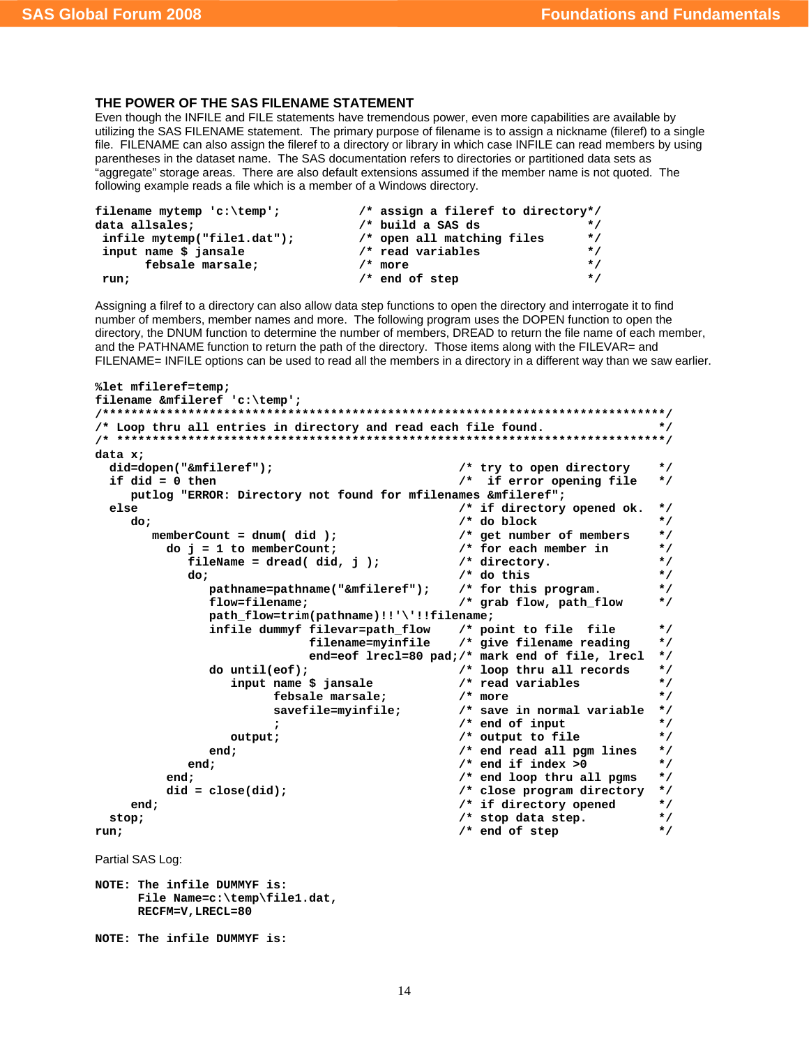### THE POWER OF THE SAS FILENAME STATEMENT

Even though the INFILE and FILE statements have tremendous power, even more capabilities are available by utilizing the SAS FILENAME statement. The primary purpose of filename is to assign a nickname (fileref) to a single file. FILENAME can also assign the fileref to a directory or library in which case INFILE can read members by using parentheses in the dataset name. The SAS documentation refers to directories or partitioned data sets as "aggregate" storage areas. There are also default extensions assumed if the member name is not quoted. The following example reads a file which is a member of a Windows directory.

```
filename mytemp 'c:\temp';           /* assign a fileref to directory*/
data allsales;                       /* build a SAS ds               */
 infile mytemp("file1.dat");         /* open all matching files      */
 input name $ jansale                /* read variables               */
       febsale marsale;              /* more                         */
 run;                                /* end of step                  */
```

Assigning a filref to a directory can also allow data step functions to open the directory and interrogate it to find number of members, member names and more. The following program uses the DOPEN function to open the directory, the DNUM function to determine the number of members, DREAD to return the file name of each member, and the PATHNAME function to return the path of the directory. Those items along with the FILEVAR= and FILENAME= INFILE options can be used to read all the members in a directory in a different way than we saw earlier.

```
%let mfileref=temp;
filename &mfileref 'c:\temp';
/*********************************************************************************/
/* Loop thru all entries in directory and read each file found.                 */
/* ******************************************************************************/
data x;
  did=dopen("&mfileref");                      /* try to open directory    */
  if did = 0 then                              /*  if error opening file   */
     putlog "ERROR: Directory not found for mfilenames &mfileref";
  else                                         /* if directory opened ok.  */
     do;                                       /* do block                 */
        memberCount = dnum( did );             /* get number of members    */
          do j = 1 to memberCount;             /* for each member in       */
             fileName = dread( did, j );       /* directory.               */
             do;                               /* do this                  */
                pathname=pathname("&mfileref");    /* for this program.        */
                flow=filename;                 /* grab flow, path_flow     */
                path_flow=trim(pathname)!!'\'!!filename;
                infile dummyf filevar=path_flow    /* point to file  file      */
                              filename=myinfile    /* give filename reading    */
                              end=eof lrecl=80 pad;/* mark end of file, lrecl  */
                do until(eof);                 /* loop thru all records    */
                   input name $ jansale        /* read variables           */
                         febsale marsale;      /* more                     */
                         savefile=myinfile;    /* save in normal variable  */
                         ;                     /* end of input             */
                   output;                     /* output to file           */
                end;                           /* end read all pgm lines   */
             end;                              /* end if index >0          */
          end;                                 /* end loop thru all pgms   */
          did = close(did);                    /* close program directory  */
     end;                                      /* if directory opened      */
  stop;                                        /* stop data step.          */
run;                                           /* end of step              */
```

Partial SAS Log:

```
NOTE: The infile DUMMYF is:
      File Name=c:\temp\file1.dat,
      RECFM=V,LRECL=80

NOTE: The infile DUMMYF is:
```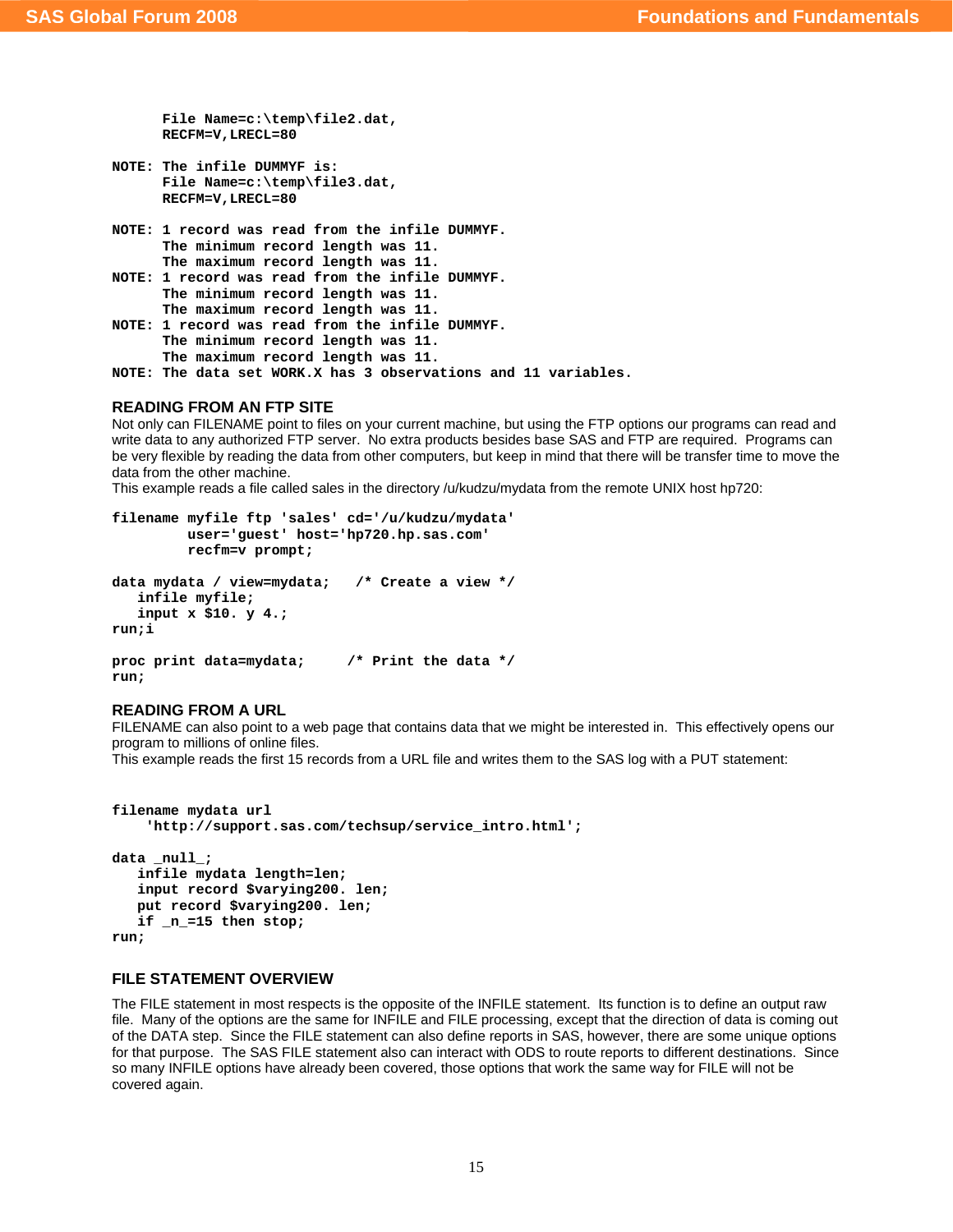```
      File Name=c:\temp\file2.dat,
      RECFM=V,LRECL=80

NOTE: The infile DUMMYF is:
      File Name=c:\temp\file3.dat,
      RECFM=V,LRECL=80

NOTE: 1 record was read from the infile DUMMYF.
      The minimum record length was 11.
      The maximum record length was 11.
NOTE: 1 record was read from the infile DUMMYF.
      The minimum record length was 11.
      The maximum record length was 11.
NOTE: 1 record was read from the infile DUMMYF.
      The minimum record length was 11.
      The maximum record length was 11.
NOTE: The data set WORK.X has 3 observations and 11 variables.
```

## READING FROM AN FTP SITE

Not only can FILENAME point to files on your current machine, but using the FTP options our programs can read and write data to any authorized FTP server. No extra products besides base SAS and FTP are required. Programs can be very flexible by reading the data from other computers, but keep in mind that there will be transfer time to move the data from the other machine.
This example reads a file called sales in the directory /u/kudzu/mydata from the remote UNIX host hp720:

```
filename myfile ftp 'sales' cd='/u/kudzu/mydata'
         user='guest' host='hp720.hp.sas.com'
         recfm=v prompt;

data mydata / view=mydata;   /* Create a view */
   infile myfile;
   input x $10. y 4.;
run;i

proc print data=mydata;     /* Print the data */
run;
```

## READING FROM A URL

FILENAME can also point to a web page that contains data that we might be interested in. This effectively opens our program to millions of online files.
This example reads the first 15 records from a URL file and writes them to the SAS log with a PUT statement:

```
filename mydata url
    'http://support.sas.com/techsup/service_intro.html';

data _null_;
   infile mydata length=len;
   input record $varying200. len;
   put record $varying200. len;
   if _n_=15 then stop;
run;
```

## FILE STATEMENT OVERVIEW

The FILE statement in most respects is the opposite of the INFILE statement. Its function is to define an output raw file. Many of the options are the same for INFILE and FILE processing, except that the direction of data is coming out of the DATA step. Since the FILE statement can also define reports in SAS, however, there are some unique options for that purpose. The SAS FILE statement also can interact with ODS to route reports to different destinations. Since so many INFILE options have already been covered, those options that work the same way for FILE will not be covered again.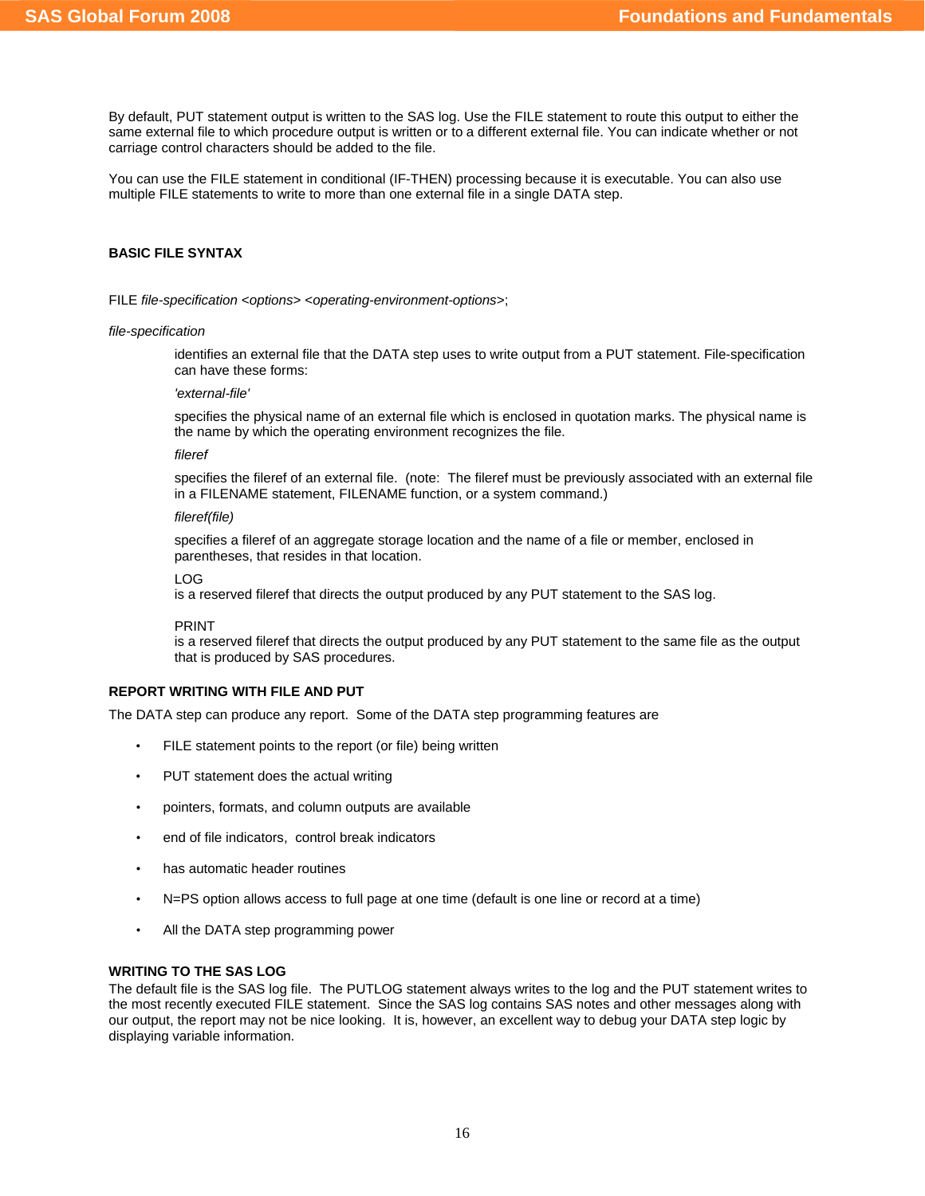By default, PUT statement output is written to the SAS log. Use the FILE statement to route this output to either the same external file to which procedure output is written or to a different external file. You can indicate whether or not carriage control characters should be added to the file.

You can use the FILE statement in conditional (IF-THEN) processing because it is executable. You can also use multiple FILE statements to write to more than one external file in a single DATA step.

### BASIC FILE SYNTAX

FILE *file-specification <options> <operating-environment-options>*;

*file-specification*

> identifies an external file that the DATA step uses to write output from a PUT statement. File-specification can have these forms:
>
> *'external-file'*
>
> specifies the physical name of an external file which is enclosed in quotation marks. The physical name is the name by which the operating environment recognizes the file.
>
> *fileref*
>
> specifies the fileref of an external file. (note: The fileref must be previously associated with an external file in a FILENAME statement, FILENAME function, or a system command.)
>
> *fileref(file)*
>
> specifies a fileref of an aggregate storage location and the name of a file or member, enclosed in parentheses, that resides in that location.
>
> LOG
> is a reserved fileref that directs the output produced by any PUT statement to the SAS log.
>
> PRINT
> is a reserved fileref that directs the output produced by any PUT statement to the same file as the output that is produced by SAS procedures.

### REPORT WRITING WITH FILE AND PUT

The DATA step can produce any report. Some of the DATA step programming features are

- FILE statement points to the report (or file) being written
- PUT statement does the actual writing
- pointers, formats, and column outputs are available
- end of file indicators, control break indicators
- has automatic header routines
- N=PS option allows access to full page at one time (default is one line or record at a time)
- All the DATA step programming power

### WRITING TO THE SAS LOG

The default file is the SAS log file. The PUTLOG statement always writes to the log and the PUT statement writes to the most recently executed FILE statement. Since the SAS log contains SAS notes and other messages along with our output, the report may not be nice looking. It is, however, an excellent way to debug your DATA step logic by displaying variable information.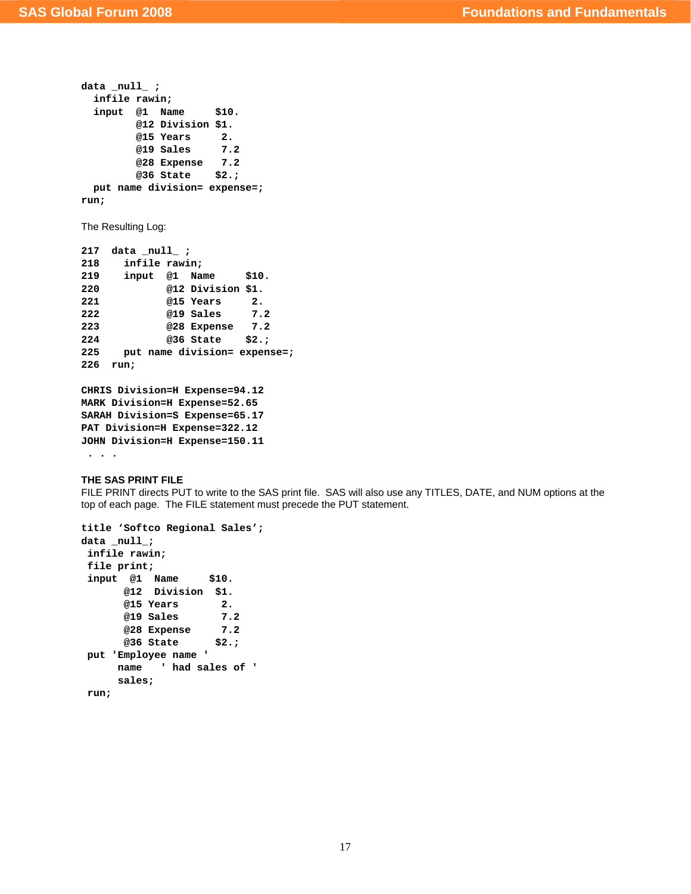```
data _null_ ;
  infile rawin;
  input  @1  Name     $10.
         @12 Division $1.
         @15 Years     2.
         @19 Sales     7.2
         @28 Expense   7.2
         @36 State    $2.;
  put name division= expense=;
run;
```

The Resulting Log:

```
217  data _null_ ;
218    infile rawin;
219    input  @1  Name     $10.
220           @12 Division $1.
221           @15 Years     2.
222           @19 Sales     7.2
223           @28 Expense   7.2
224           @36 State    $2.;
225    put name division= expense=;
226  run;

CHRIS Division=H Expense=94.12
MARK Division=H Expense=52.65
SARAH Division=S Expense=65.17
PAT Division=H Expense=322.12
JOHN Division=H Expense=150.11
 . . .
```

**THE SAS PRINT FILE**

FILE PRINT directs PUT to write to the SAS print file. SAS will also use any TITLES, DATE, and NUM options at the top of each page. The FILE statement must precede the PUT statement.

```
title 'Softco Regional Sales';
data _null_;
 infile rawin;
 file print;
 input  @1  Name     $10.
       @12  Division  $1.
       @15 Years       2.
       @19 Sales       7.2
       @28 Expense     7.2
       @36 State      $2.;
 put 'Employee name '
      name   ' had sales of '
      sales;
 run;
```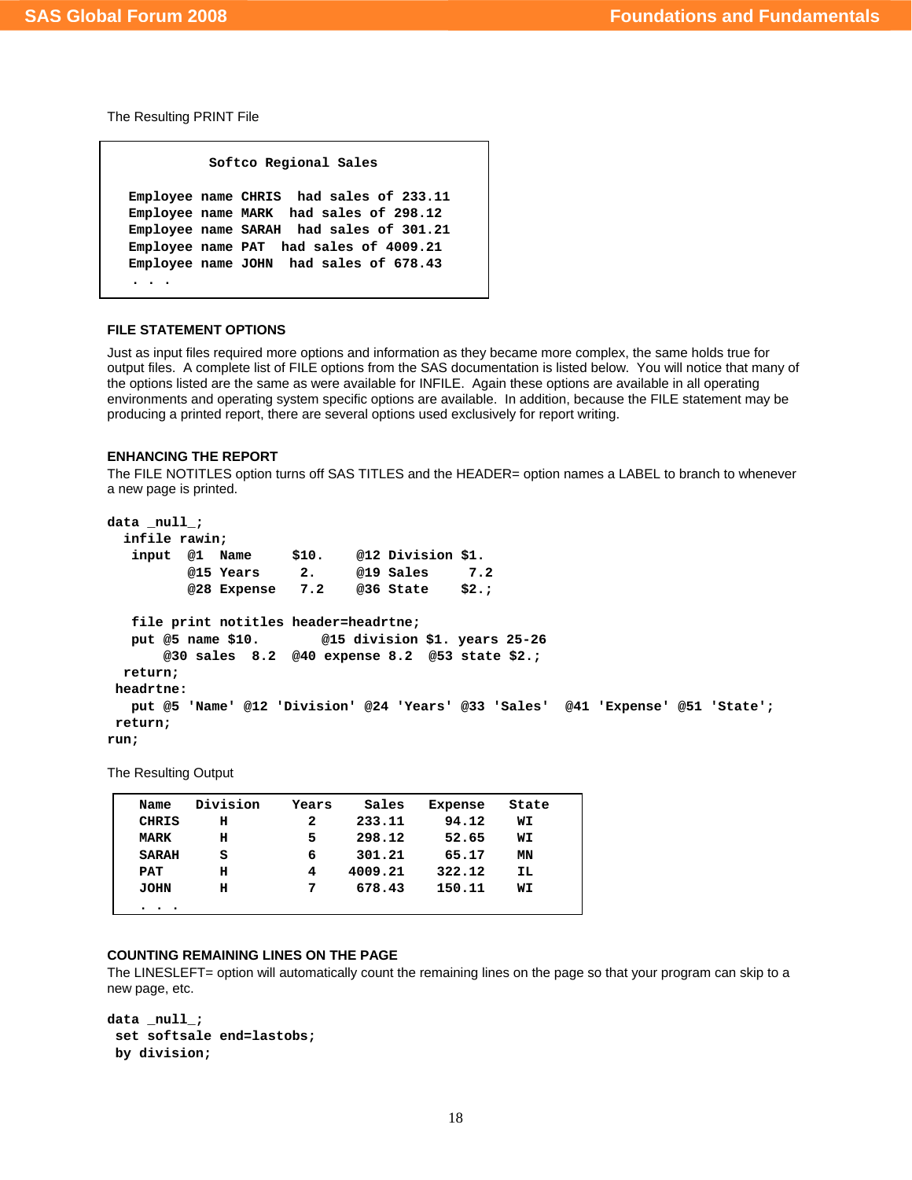The Resulting PRINT File

```
              Softco Regional Sales

  Employee name CHRIS  had sales of 233.11
  Employee name MARK  had sales of 298.12
  Employee name SARAH  had sales of 301.21
  Employee name PAT  had sales of 4009.21
  Employee name JOHN  had sales of 678.43
   . . .
```

### FILE STATEMENT OPTIONS

Just as input files required more options and information as they became more complex, the same holds true for output files. A complete list of FILE options from the SAS documentation is listed below. You will notice that many of the options listed are the same as were available for INFILE. Again these options are available in all operating environments and operating system specific options are available. In addition, because the FILE statement may be producing a printed report, there are several options used exclusively for report writing.

### ENHANCING THE REPORT

The FILE NOTITLES option turns off SAS TITLES and the HEADER= option names a LABEL to branch to whenever a new page is printed.

```
data _null_;
  infile rawin;
   input  @1  Name     $10.    @12 Division $1.
          @15 Years     2.     @19 Sales     7.2
          @28 Expense   7.2    @36 State    $2.;

   file print notitles header=headrtne;
   put @5 name $10.       @15 division $1. years 25-26
       @30 sales  8.2  @40 expense 8.2  @53 state $2.;
  return;
 headrtne:
   put @5 'Name' @12 'Division' @24 'Years' @33 'Sales'  @41 'Expense' @51 'State';
 return;
run;
```

The Resulting Output

```
   Name   Division    Years    Sales   Expense   State
   CHRIS      H          2    233.11     94.12    WI
   MARK       H          5    298.12     52.65    WI
   SARAH      S          6    301.21     65.17    MN
   PAT        H          4   4009.21    322.12    IL
   JOHN       H          7    678.43    150.11    WI
   . . .
```

### COUNTING REMAINING LINES ON THE PAGE

The LINESLEFT= option will automatically count the remaining lines on the page so that your program can skip to a new page, etc.

```
data _null_;
 set softsale end=lastobs;
 by division;
```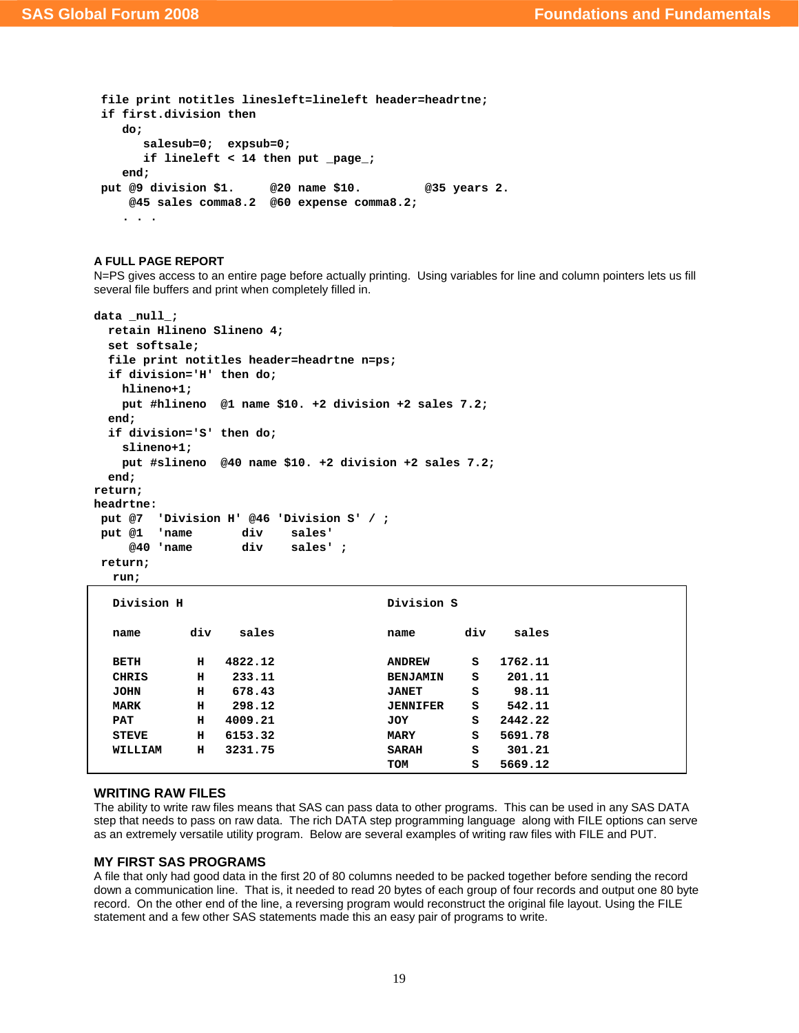```
 file print notitles linesleft=lineleft header=headrtne;
 if first.division then
    do;
       salesub=0;  expsub=0;
       if lineleft < 14 then put _page_;
    end;
 put @9 division $1.     @20 name $10.         @35 years 2.
     @45 sales comma8.2  @60 expense comma8.2;
    . . .
```

### A FULL PAGE REPORT

N=PS gives access to an entire page before actually printing. Using variables for line and column pointers lets us fill several file buffers and print when completely filled in.

```
data _null_;
  retain Hlineno Slineno 4;
  set softsale;
  file print notitles header=headrtne n=ps;
  if division='H' then do;
    hlineno+1;
    put #hlineno  @1 name $10. +2 division +2 sales 7.2;
  end;
  if division='S' then do;
    slineno+1;
    put #slineno  @40 name $10. +2 division +2 sales 7.2;
  end;
return;
headrtne:
 put @7  'Division H' @46 'Division S' / ;
 put @1  'name       div    sales'
     @40 'name       div    sales' ;
 return;
   run;
```

```
  Division H                             Division S

  name       div    sales                name       div    sales

  BETH        H   4822.12                ANDREW      S   1762.11
  CHRIS       H    233.11                BENJAMIN    S    201.11
  JOHN        H    678.43                JANET       S     98.11
  MARK        H    298.12                JENNIFER    S    542.11
  PAT         H   4009.21                JOY         S   2442.22
  STEVE       H   6153.32                MARY        S   5691.78
  WILLIAM     H   3231.75                SARAH       S    301.21
                                         TOM         S   5669.12
```

### WRITING RAW FILES

The ability to write raw files means that SAS can pass data to other programs. This can be used in any SAS DATA step that needs to pass on raw data. The rich DATA step programming language along with FILE options can serve as an extremely versatile utility program. Below are several examples of writing raw files with FILE and PUT.

### MY FIRST SAS PROGRAMS

A file that only had good data in the first 20 of 80 columns needed to be packed together before sending the record down a communication line. That is, it needed to read 20 bytes of each group of four records and output one 80 byte record. On the other end of the line, a reversing program would reconstruct the original file layout. Using the FILE statement and a few other SAS statements made this an easy pair of programs to write.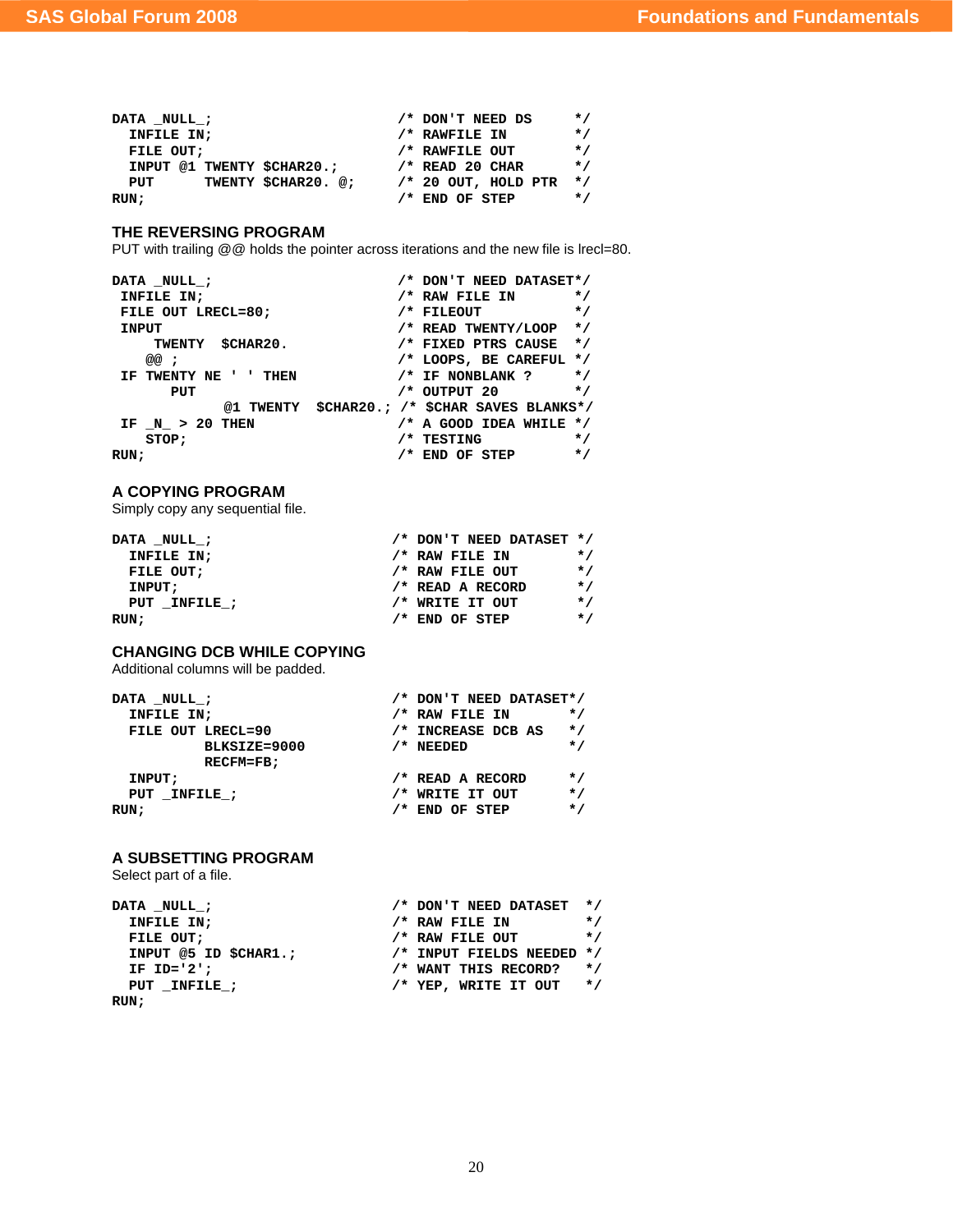```
DATA _NULL_;                        /* DON'T NEED DS     */
  INFILE IN;                        /* RAWFILE IN        */
  FILE OUT;                         /* RAWFILE OUT       */
  INPUT @1 TWENTY $CHAR20.;         /* READ 20 CHAR      */
  PUT      TWENTY $CHAR20. @;       /* 20 OUT, HOLD PTR  */
RUN;                                /* END OF STEP       */
```

## THE REVERSING PROGRAM

PUT with trailing @@ holds the pointer across iterations and the new file is lrecl=80.

```
DATA _NULL_;                        /* DON'T NEED DATASET*/
 INFILE IN;                         /* RAW FILE IN       */
 FILE OUT LRECL=80;                 /* FILEOUT           */
 INPUT                              /* READ TWENTY/LOOP  */
     TWENTY  $CHAR20.               /* FIXED PTRS CAUSE  */
    @@ ;                            /* LOOPS, BE CAREFUL */
 IF TWENTY NE ' ' THEN              /* IF NONBLANK ?     */
      PUT                           /* OUTPUT 20         */
            @1 TWENTY  $CHAR20.; /* $CHAR SAVES BLANKS*/
 IF _N_ > 20 THEN                   /* A GOOD IDEA WHILE */
    STOP;                           /* TESTING           */
RUN;                                /* END OF STEP       */
```

## A COPYING PROGRAM

Simply copy any sequential file.

```
DATA _NULL_;                       /* DON'T NEED DATASET */
  INFILE IN;                       /* RAW FILE IN        */
  FILE OUT;                        /* RAW FILE OUT       */
  INPUT;                           /* READ A RECORD      */
  PUT _INFILE_;                    /* WRITE IT OUT       */
RUN;                               /* END OF STEP        */
```

## CHANGING DCB WHILE COPYING

Additional columns will be padded.

```
DATA _NULL_;                       /* DON'T NEED DATASET*/
  INFILE IN;                       /* RAW FILE IN       */
  FILE OUT LRECL=90                /* INCREASE DCB AS   */
           BLKSIZE=9000            /* NEEDED            */
           RECFM=FB;
  INPUT;                           /* READ A RECORD     */
  PUT _INFILE_;                    /* WRITE IT OUT      */
RUN;                               /* END OF STEP       */
```

## A SUBSETTING PROGRAM

Select part of a file.

```
DATA _NULL_;                       /* DON'T NEED DATASET  */
  INFILE IN;                       /* RAW FILE IN         */
  FILE OUT;                        /* RAW FILE OUT        */
  INPUT @5 ID $CHAR1.;             /* INPUT FIELDS NEEDED */
  IF ID='2';                       /* WANT THIS RECORD?   */
  PUT _INFILE_;                    /* YEP, WRITE IT OUT   */
RUN;
```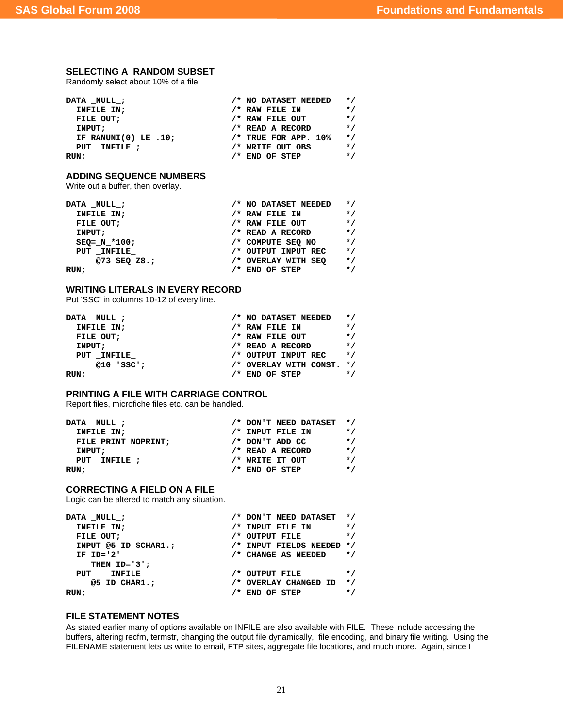### SELECTING A RANDOM SUBSET

Randomly select about 10% of a file.

```
DATA _NULL_;                      /* NO DATASET NEEDED   */
  INFILE IN;                      /* RAW FILE IN         */
  FILE OUT;                       /* RAW FILE OUT        */
  INPUT;                          /* READ A RECORD       */
  IF RANUNI(0) LE .10;            /* TRUE FOR APP. 10%   */
  PUT _INFILE_;                   /* WRITE OUT OBS       */
RUN;                              /* END OF STEP         */
```

### ADDING SEQUENCE NUMBERS

Write out a buffer, then overlay.

```
DATA _NULL_;                      /* NO DATASET NEEDED   */
  INFILE IN;                      /* RAW FILE IN         */
  FILE OUT;                       /* RAW FILE OUT        */
  INPUT;                          /* READ A RECORD       */
  SEQ=_N_*100;                    /* COMPUTE SEQ NO      */
  PUT _INFILE_                    /* OUTPUT INPUT REC    */
      @73 SEQ Z8.;                /* OVERLAY WITH SEQ    */
RUN;                              /* END OF STEP         */
```

### WRITING LITERALS IN EVERY RECORD

Put 'SSC' in columns 10-12 of every line.

```
DATA _NULL_;                      /* NO DATASET NEEDED   */
  INFILE IN;                      /* RAW FILE IN         */
  FILE OUT;                       /* RAW FILE OUT        */
  INPUT;                          /* READ A RECORD       */
  PUT _INFILE_                    /* OUTPUT INPUT REC    */
      @10 'SSC';                  /* OVERLAY WITH CONST. */
RUN;                              /* END OF STEP         */
```

### PRINTING A FILE WITH CARRIAGE CONTROL

Report files, microfiche files etc. can be handled.

```
DATA _NULL_;                      /* DON'T NEED DATASET  */
  INFILE IN;                      /* INPUT FILE IN       */
  FILE PRINT NOPRINT;             /* DON'T ADD CC        */
  INPUT;                          /* READ A RECORD       */
  PUT _INFILE_;                   /* WRITE IT OUT        */
RUN;                              /* END OF STEP         */
```

### CORRECTING A FIELD ON A FILE

Logic can be altered to match any situation.

```
DATA _NULL_;                      /* DON'T NEED DATASET  */
  INFILE IN;                      /* INPUT FILE IN       */
  FILE OUT;                       /* OUTPUT FILE         */
  INPUT @5 ID $CHAR1.;            /* INPUT FIELDS NEEDED */
  IF ID='2'                       /* CHANGE AS NEEDED    */
     THEN ID='3';
  PUT    _INFILE_                 /* OUTPUT FILE         */
     @5 ID CHAR1.;                /* OVERLAY CHANGED ID  */
RUN;                              /* END OF STEP         */
```

### FILE STATEMENT NOTES

As stated earlier many of options available on INFILE are also available with FILE. These include accessing the buffers, altering recfm, termstr, changing the output file dynamically, file encoding, and binary file writing. Using the FILENAME statement lets us write to email, FTP sites, aggregate file locations, and much more. Again, since I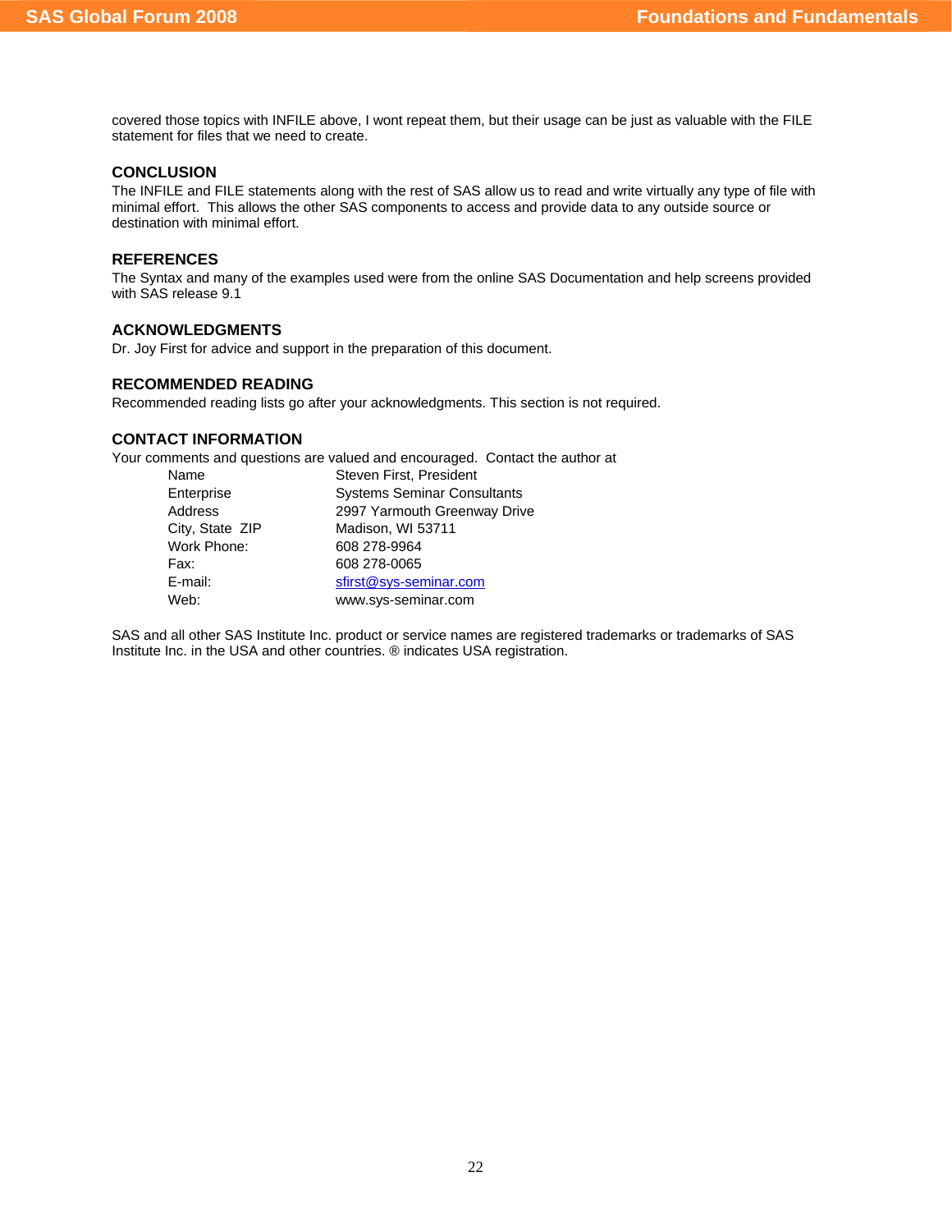covered those topics with INFILE above, I wont repeat them, but their usage can be just as valuable with the FILE statement for files that we need to create.

## CONCLUSION

The INFILE and FILE statements along with the rest of SAS allow us to read and write virtually any type of file with minimal effort. This allows the other SAS components to access and provide data to any outside source or destination with minimal effort.

## REFERENCES

The Syntax and many of the examples used were from the online SAS Documentation and help screens provided with SAS release 9.1

## ACKNOWLEDGMENTS

Dr. Joy First for advice and support in the preparation of this document.

## RECOMMENDED READING

Recommended reading lists go after your acknowledgments. This section is not required.

## CONTACT INFORMATION

Your comments and questions are valued and encouraged. Contact the author at

| | |
|---|---|
| Name | Steven First, President |
| Enterprise | Systems Seminar Consultants |
| Address | 2997 Yarmouth Greenway Drive |
| City, State ZIP | Madison, WI 53711 |
| Work Phone: | 608 278-9964 |
| Fax: | 608 278-0065 |
| E-mail: | sfirst@sys-seminar.com |
| Web: | www.sys-seminar.com |

SAS and all other SAS Institute Inc. product or service names are registered trademarks or trademarks of SAS Institute Inc. in the USA and other countries. ® indicates USA registration.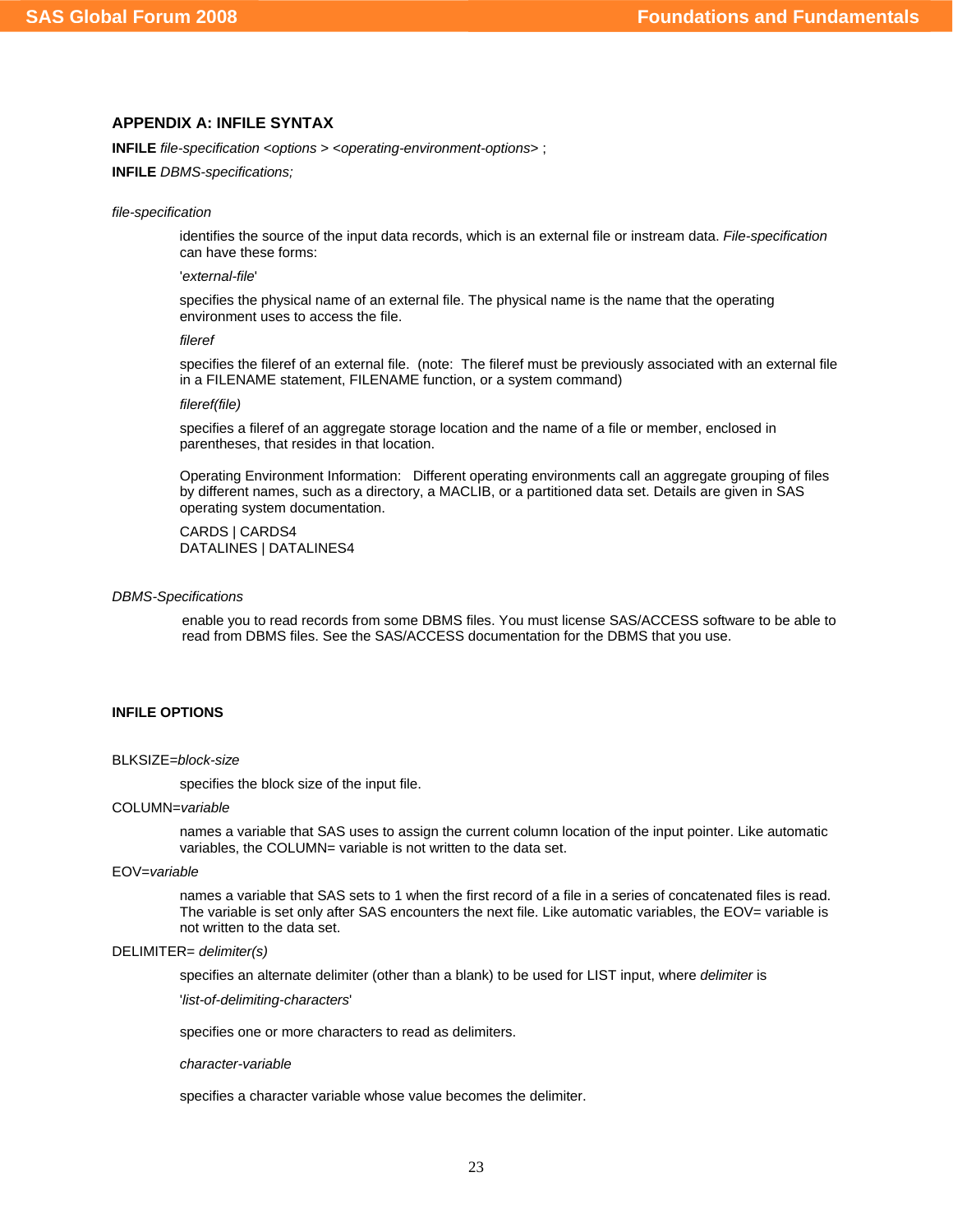## APPENDIX A: INFILE SYNTAX

**INFILE** *file-specification <options > <operating-environment-options>* ;

**INFILE** *DBMS-specifications;*

*file-specification*

identifies the source of the input data records, which is an external file or instream data. *File-specification* can have these forms:

'*external-file*'

specifies the physical name of an external file. The physical name is the name that the operating environment uses to access the file.

*fileref*

specifies the fileref of an external file. (note: The fileref must be previously associated with an external file in a FILENAME statement, FILENAME function, or a system command)

*fileref(file)*

specifies a fileref of an aggregate storage location and the name of a file or member, enclosed in parentheses, that resides in that location.

Operating Environment Information: Different operating environments call an aggregate grouping of files by different names, such as a directory, a MACLIB, or a partitioned data set. Details are given in SAS operating system documentation.

CARDS | CARDS4
DATALINES | DATALINES4

*DBMS-Specifications*

enable you to read records from some DBMS files. You must license SAS/ACCESS software to be able to read from DBMS files. See the SAS/ACCESS documentation for the DBMS that you use.

### INFILE OPTIONS

BLKSIZE=*block-size*

specifies the block size of the input file.

COLUMN=*variable*

names a variable that SAS uses to assign the current column location of the input pointer. Like automatic variables, the COLUMN= variable is not written to the data set.

EOV=*variable*

names a variable that SAS sets to 1 when the first record of a file in a series of concatenated files is read. The variable is set only after SAS encounters the next file. Like automatic variables, the EOV= variable is not written to the data set.

DELIMITER= *delimiter(s)*

specifies an alternate delimiter (other than a blank) to be used for LIST input, where *delimiter* is

'*list-of-delimiting-characters*'

specifies one or more characters to read as delimiters.

*character-variable*

specifies a character variable whose value becomes the delimiter.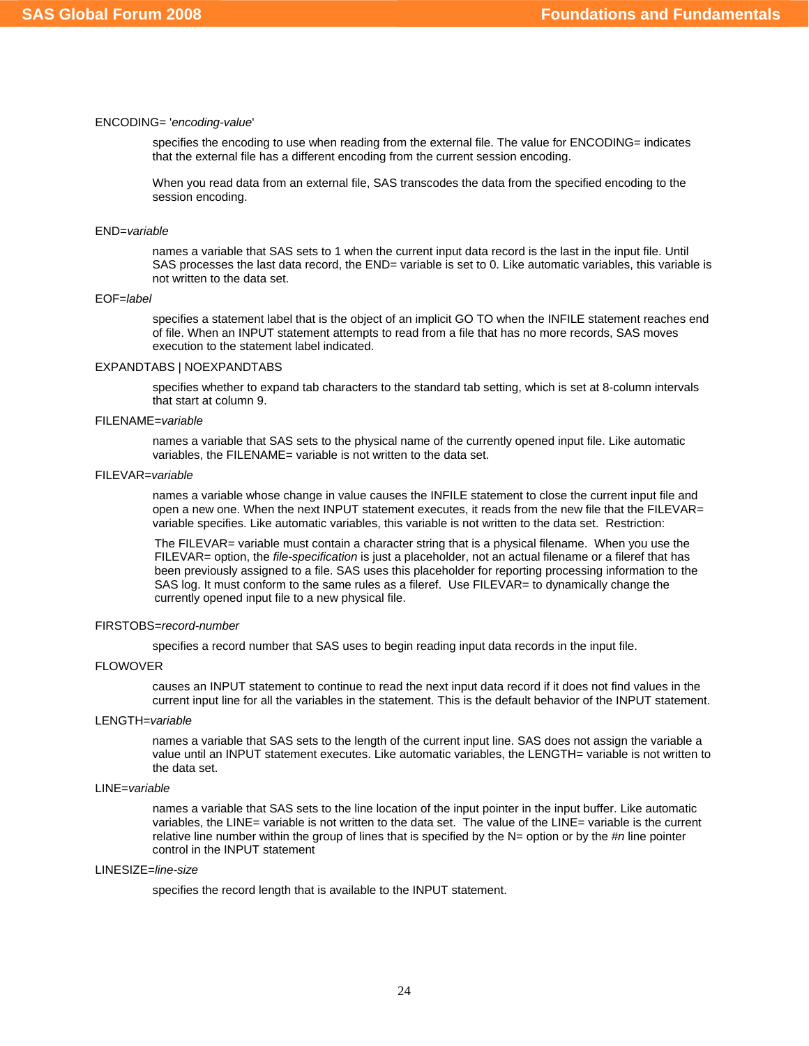ENCODING= '*encoding-value*'

specifies the encoding to use when reading from the external file. The value for ENCODING= indicates that the external file has a different encoding from the current session encoding.

When you read data from an external file, SAS transcodes the data from the specified encoding to the session encoding.

END=*variable*

names a variable that SAS sets to 1 when the current input data record is the last in the input file. Until SAS processes the last data record, the END= variable is set to 0. Like automatic variables, this variable is not written to the data set.

EOF=*label*

specifies a statement label that is the object of an implicit GO TO when the INFILE statement reaches end of file. When an INPUT statement attempts to read from a file that has no more records, SAS moves execution to the statement label indicated.

EXPANDTABS | NOEXPANDTABS

specifies whether to expand tab characters to the standard tab setting, which is set at 8-column intervals that start at column 9.

FILENAME=*variable*

names a variable that SAS sets to the physical name of the currently opened input file. Like automatic variables, the FILENAME= variable is not written to the data set.

FILEVAR=*variable*

names a variable whose change in value causes the INFILE statement to close the current input file and open a new one. When the next INPUT statement executes, it reads from the new file that the FILEVAR= variable specifies. Like automatic variables, this variable is not written to the data set. Restriction:

The FILEVAR= variable must contain a character string that is a physical filename. When you use the FILEVAR= option, the *file-specification* is just a placeholder, not an actual filename or a fileref that has been previously assigned to a file. SAS uses this placeholder for reporting processing information to the SAS log. It must conform to the same rules as a fileref. Use FILEVAR= to dynamically change the currently opened input file to a new physical file.

FIRSTOBS=*record-number*

specifies a record number that SAS uses to begin reading input data records in the input file.

FLOWOVER

causes an INPUT statement to continue to read the next input data record if it does not find values in the current input line for all the variables in the statement. This is the default behavior of the INPUT statement.

LENGTH=*variable*

names a variable that SAS sets to the length of the current input line. SAS does not assign the variable a value until an INPUT statement executes. Like automatic variables, the LENGTH= variable is not written to the data set.

LINE=*variable*

names a variable that SAS sets to the line location of the input pointer in the input buffer. Like automatic variables, the LINE= variable is not written to the data set. The value of the LINE= variable is the current relative line number within the group of lines that is specified by the N= option or by the #*n* line pointer control in the INPUT statement

LINESIZE=*line-size*

specifies the record length that is available to the INPUT statement.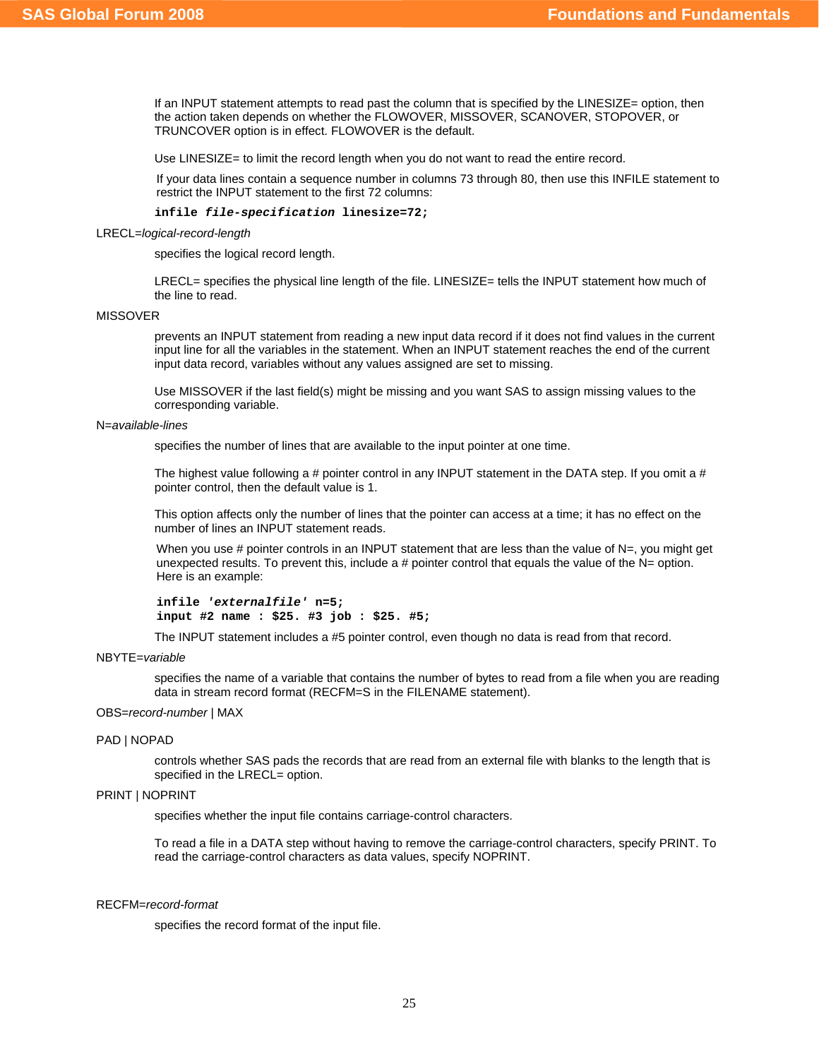If an INPUT statement attempts to read past the column that is specified by the LINESIZE= option, then the action taken depends on whether the FLOWOVER, MISSOVER, SCANOVER, STOPOVER, or TRUNCOVER option is in effect. FLOWOVER is the default.

Use LINESIZE= to limit the record length when you do not want to read the entire record.

If your data lines contain a sequence number in columns 73 through 80, then use this INFILE statement to restrict the INPUT statement to the first 72 columns:

```
infile file-specification linesize=72;
```

LRECL=*logical-record-length*

specifies the logical record length.

LRECL= specifies the physical line length of the file. LINESIZE= tells the INPUT statement how much of the line to read.

MISSOVER

prevents an INPUT statement from reading a new input data record if it does not find values in the current input line for all the variables in the statement. When an INPUT statement reaches the end of the current input data record, variables without any values assigned are set to missing.

Use MISSOVER if the last field(s) might be missing and you want SAS to assign missing values to the corresponding variable.

N=*available-lines*

specifies the number of lines that are available to the input pointer at one time.

The highest value following a # pointer control in any INPUT statement in the DATA step. If you omit a # pointer control, then the default value is 1.

This option affects only the number of lines that the pointer can access at a time; it has no effect on the number of lines an INPUT statement reads.

When you use # pointer controls in an INPUT statement that are less than the value of N=, you might get unexpected results. To prevent this, include a # pointer control that equals the value of the N= option. Here is an example:

```
infile 'externalfile' n=5;
input #2 name : $25. #3 job : $25. #5;
```

The INPUT statement includes a #5 pointer control, even though no data is read from that record.

NBYTE=*variable*

specifies the name of a variable that contains the number of bytes to read from a file when you are reading data in stream record format (RECFM=S in the FILENAME statement).

OBS=*record-number* | MAX

PAD | NOPAD

controls whether SAS pads the records that are read from an external file with blanks to the length that is specified in the LRECL= option.

PRINT | NOPRINT

specifies whether the input file contains carriage-control characters.

To read a file in a DATA step without having to remove the carriage-control characters, specify PRINT. To read the carriage-control characters as data values, specify NOPRINT.

RECFM=*record-format*

specifies the record format of the input file.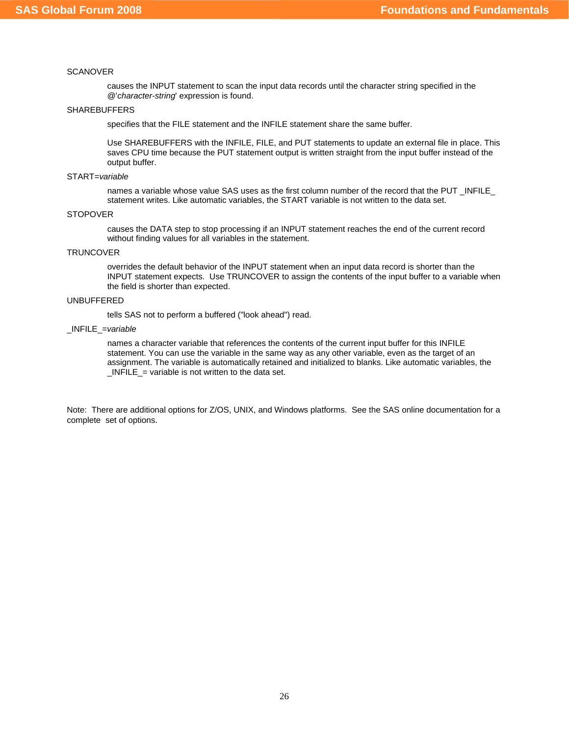SCANOVER

causes the INPUT statement to scan the input data records until the character string specified in the @'*character-string*' expression is found.

SHAREBUFFERS

specifies that the FILE statement and the INFILE statement share the same buffer.

Use SHAREBUFFERS with the INFILE, FILE, and PUT statements to update an external file in place. This saves CPU time because the PUT statement output is written straight from the input buffer instead of the output buffer.

START=*variable*

names a variable whose value SAS uses as the first column number of the record that the PUT _INFILE_ statement writes. Like automatic variables, the START variable is not written to the data set.

STOPOVER

causes the DATA step to stop processing if an INPUT statement reaches the end of the current record without finding values for all variables in the statement.

TRUNCOVER

overrides the default behavior of the INPUT statement when an input data record is shorter than the INPUT statement expects. Use TRUNCOVER to assign the contents of the input buffer to a variable when the field is shorter than expected.

UNBUFFERED

tells SAS not to perform a buffered ("look ahead") read.

_INFILE_=*variable*

names a character variable that references the contents of the current input buffer for this INFILE statement. You can use the variable in the same way as any other variable, even as the target of an assignment. The variable is automatically retained and initialized to blanks. Like automatic variables, the _INFILE_= variable is not written to the data set.

Note: There are additional options for Z/OS, UNIX, and Windows platforms. See the SAS online documentation for a complete set of options.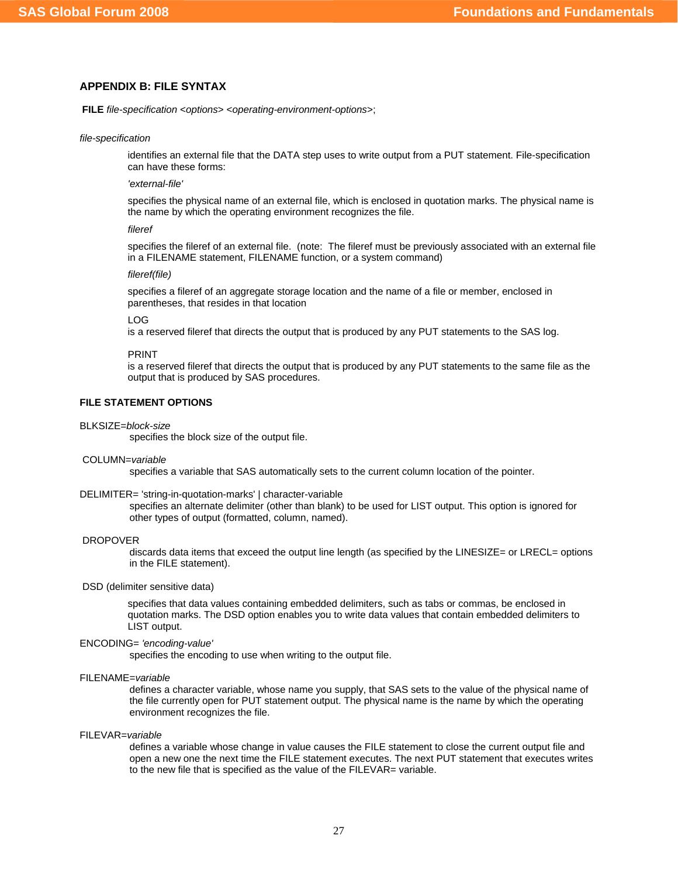## APPENDIX B: FILE SYNTAX

**FILE** *file-specification <options> <operating-environment-options>*;

*file-specification*

identifies an external file that the DATA step uses to write output from a PUT statement. File-specification can have these forms:

*'external-file'*

specifies the physical name of an external file, which is enclosed in quotation marks. The physical name is the name by which the operating environment recognizes the file.

*fileref*

specifies the fileref of an external file. (note: The fileref must be previously associated with an external file in a FILENAME statement, FILENAME function, or a system command)

*fileref(file)*

specifies a fileref of an aggregate storage location and the name of a file or member, enclosed in parentheses, that resides in that location

LOG
is a reserved fileref that directs the output that is produced by any PUT statements to the SAS log.

PRINT
is a reserved fileref that directs the output that is produced by any PUT statements to the same file as the output that is produced by SAS procedures.

### FILE STATEMENT OPTIONS

BLKSIZE=*block-size*
specifies the block size of the output file.

COLUMN=*variable*
specifies a variable that SAS automatically sets to the current column location of the pointer.

DELIMITER= 'string-in-quotation-marks' | character-variable
specifies an alternate delimiter (other than blank) to be used for LIST output. This option is ignored for other types of output (formatted, column, named).

DROPOVER
discards data items that exceed the output line length (as specified by the LINESIZE= or LRECL= options in the FILE statement).

DSD (delimiter sensitive data)

specifies that data values containing embedded delimiters, such as tabs or commas, be enclosed in quotation marks. The DSD option enables you to write data values that contain embedded delimiters to LIST output.

ENCODING= *'encoding-value'*
specifies the encoding to use when writing to the output file.

FILENAME=*variable*
defines a character variable, whose name you supply, that SAS sets to the value of the physical name of the file currently open for PUT statement output. The physical name is the name by which the operating environment recognizes the file.

FILEVAR=*variable*
defines a variable whose change in value causes the FILE statement to close the current output file and open a new one the next time the FILE statement executes. The next PUT statement that executes writes to the new file that is specified as the value of the FILEVAR= variable.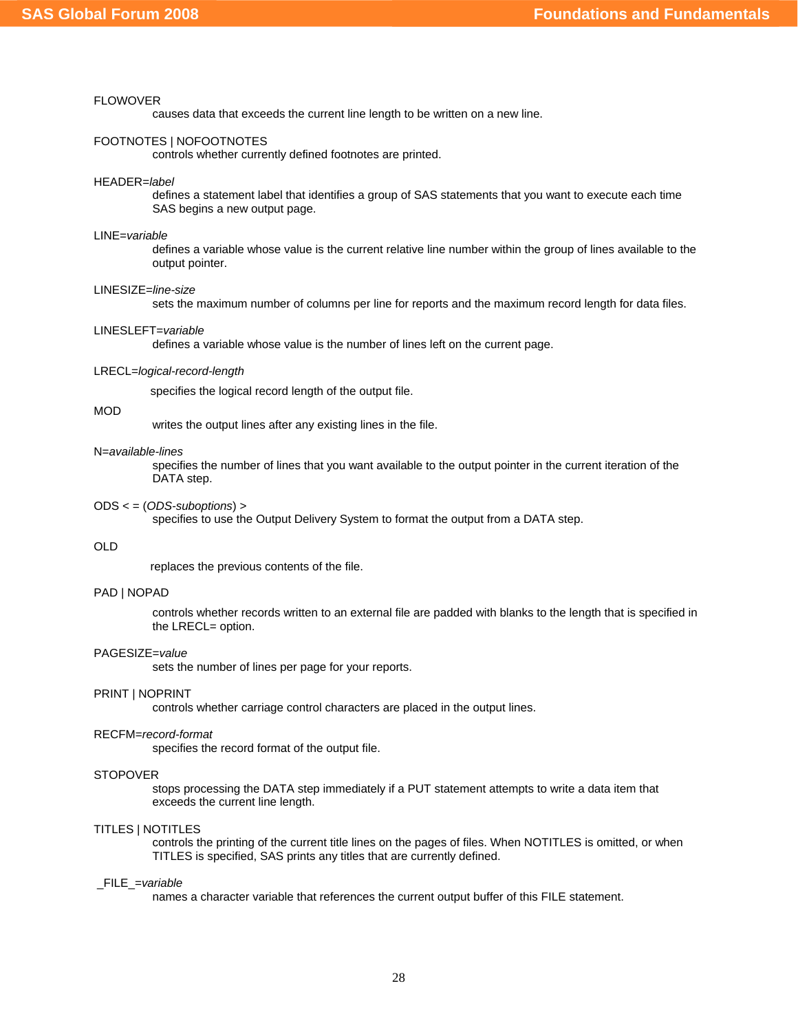FLOWOVER
: causes data that exceeds the current line length to be written on a new line.

FOOTNOTES | NOFOOTNOTES
: controls whether currently defined footnotes are printed.

HEADER=*label*
: defines a statement label that identifies a group of SAS statements that you want to execute each time SAS begins a new output page.

LINE=*variable*
: defines a variable whose value is the current relative line number within the group of lines available to the output pointer.

LINESIZE=*line-size*
: sets the maximum number of columns per line for reports and the maximum record length for data files.

LINESLEFT=*variable*
: defines a variable whose value is the number of lines left on the current page.

LRECL=*logical-record-length*
: specifies the logical record length of the output file.

MOD
: writes the output lines after any existing lines in the file.

N=*available-lines*
: specifies the number of lines that you want available to the output pointer in the current iteration of the DATA step.

ODS < = (*ODS-suboptions*) >
: specifies to use the Output Delivery System to format the output from a DATA step.

OLD
: replaces the previous contents of the file.

PAD | NOPAD
: controls whether records written to an external file are padded with blanks to the length that is specified in the LRECL= option.

PAGESIZE=*value*
: sets the number of lines per page for your reports.

PRINT | NOPRINT
: controls whether carriage control characters are placed in the output lines.

RECFM=*record-format*
: specifies the record format of the output file.

STOPOVER
: stops processing the DATA step immediately if a PUT statement attempts to write a data item that exceeds the current line length.

TITLES | NOTITLES
: controls the printing of the current title lines on the pages of files. When NOTITLES is omitted, or when TITLES is specified, SAS prints any titles that are currently defined.

_FILE_=*variable*
: names a character variable that references the current output buffer of this FILE statement.